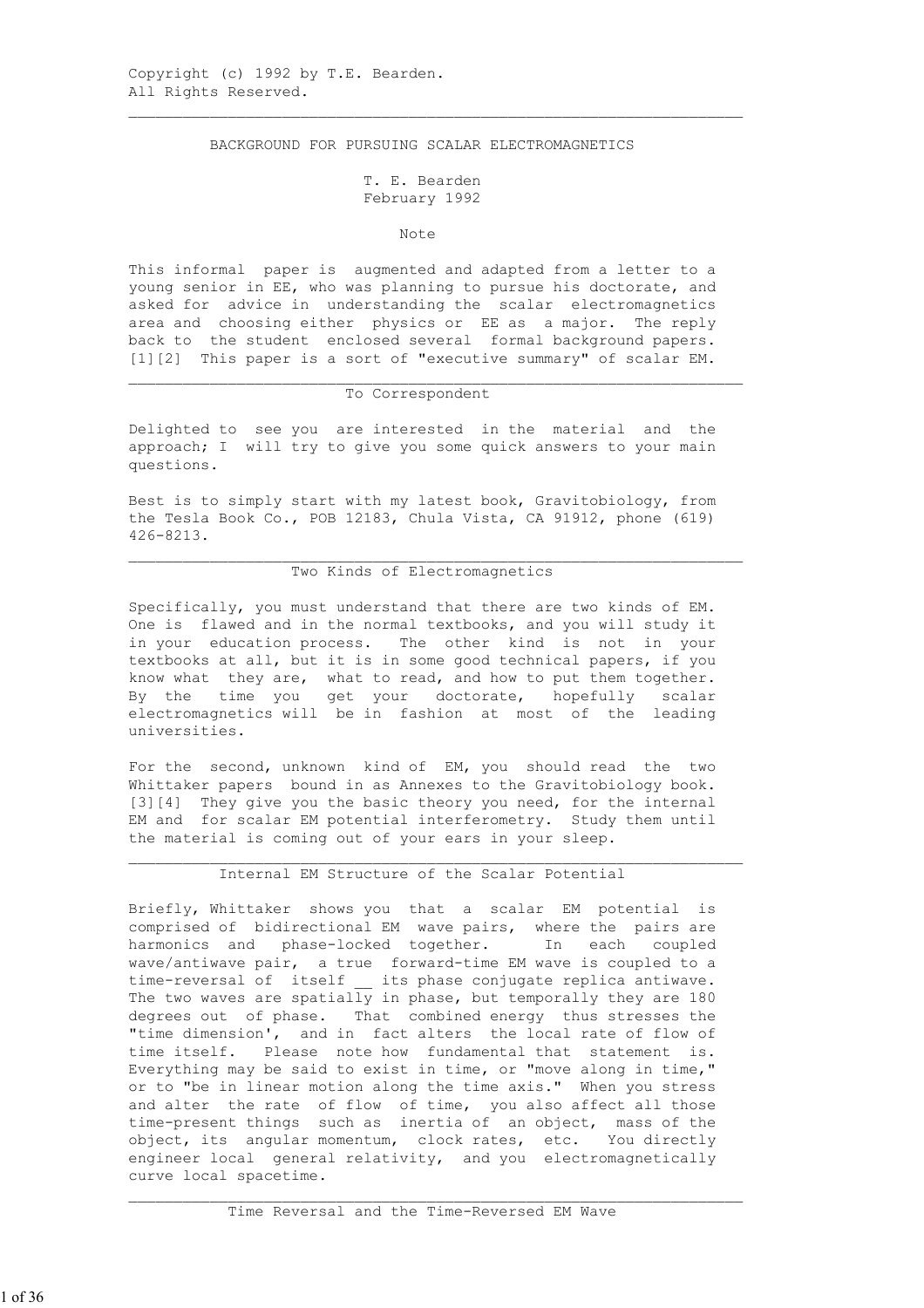Copyright (c) 1992 by T.E. Bearden.
All Rights Reserved.

---

# BACKGROUND FOR PURSUING SCALAR ELECTROMAGNETICS

T. E. Bearden
February 1992

## Note

This informal paper is augmented and adapted from a letter to a young senior in EE, who was planning to pursue his doctorate, and asked for advice in understanding the scalar electromagnetics area and choosing either physics or EE as a major. The reply back to the student enclosed several formal background papers. [1][2] This paper is a sort of "executive summary" of scalar EM.

---

## To Correspondent

Delighted to see you are interested in the material and the approach; I will try to give you some quick answers to your main questions.

Best is to simply start with my latest book, Gravitobiology, from the Tesla Book Co., POB 12183, Chula Vista, CA 91912, phone (619) 426-8213.

---

## Two Kinds of Electromagnetics

Specifically, you must understand that there are two kinds of EM. One is flawed and in the normal textbooks, and you will study it in your education process. The other kind is not in your textbooks at all, but it is in some good technical papers, if you know what they are, what to read, and how to put them together. By the time you get your doctorate, hopefully scalar electromagnetics will be in fashion at most of the leading universities.

For the second, unknown kind of EM, you should read the two Whittaker papers bound in as Annexes to the Gravitobiology book. [3][4] They give you the basic theory you need, for the internal EM and for scalar EM potential interferometry. Study them until the material is coming out of your ears in your sleep.

---

## Internal EM Structure of the Scalar Potential

Briefly, Whittaker shows you that a scalar EM potential is comprised of bidirectional EM wave pairs, where the pairs are harmonics and phase-locked together. In each coupled wave/antiwave pair, a true forward-time EM wave is coupled to a time-reversal of itself __ its phase conjugate replica antiwave. The two waves are spatially in phase, but temporally they are 180 degrees out of phase. That combined energy thus stresses the "time dimension', and in fact alters the local rate of flow of time itself. Please note how fundamental that statement is. Everything may be said to exist in time, or "move along in time," or to "be in linear motion along the time axis." When you stress and alter the rate of flow of time, you also affect all those time-present things such as inertia of an object, mass of the object, its angular momentum, clock rates, etc. You directly engineer local general relativity, and you electromagnetically curve local spacetime.

---

## Time Reversal and the Time-Reversed EM Wave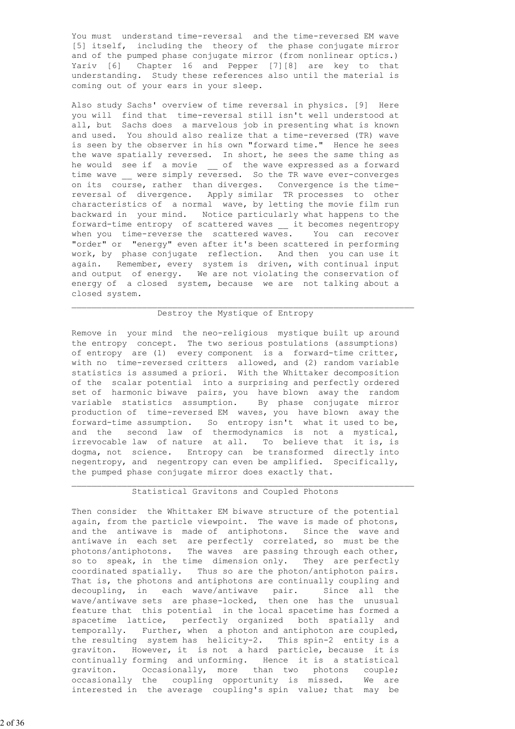You must understand time-reversal and the time-reversed EM wave [5] itself, including the theory of the phase conjugate mirror and of the pumped phase conjugate mirror (from nonlinear optics.) Yariv [6] Chapter 16 and Pepper [7][8] are key to that understanding. Study these references also until the material is coming out of your ears in your sleep.

Also study Sachs' overview of time reversal in physics. [9] Here you will find that time-reversal still isn't well understood at all, but Sachs does a marvelous job in presenting what is known and used. You should also realize that a time-reversed (TR) wave is seen by the observer in his own "forward time." Hence he sees the wave spatially reversed. In short, he sees the same thing as he would see if a movie __ of the wave expressed as a forward time wave __ were simply reversed. So the TR wave ever-converges on its course, rather than diverges. Convergence is the time-reversal of divergence. Apply similar TR processes to other characteristics of a normal wave, by letting the movie film run backward in your mind. Notice particularly what happens to the forward-time entropy of scattered waves __ it becomes negentropy when you time-reverse the scattered waves. You can recover "order" or "energy" even after it's been scattered in performing work, by phase conjugate reflection. And then you can use it again. Remember, every system is driven, with continual input and output of energy. We are not violating the conservation of energy of a closed system, because we are not talking about a closed system.

---

## Destroy the Mystique of Entropy

Remove in your mind the neo-religious mystique built up around the entropy concept. The two serious postulations (assumptions) of entropy are (1) every component is a forward-time critter, with no time-reversed critters allowed, and (2) random variable statistics is assumed a priori. With the Whittaker decomposition of the scalar potential into a surprising and perfectly ordered set of harmonic biwave pairs, you have blown away the random variable statistics assumption. By phase conjugate mirror production of time-reversed EM waves, you have blown away the forward-time assumption. So entropy isn't what it used to be, and the second law of thermodynamics is not a mystical, irrevocable law of nature at all. To believe that it is, is dogma, not science. Entropy can be transformed directly into negentropy, and negentropy can even be amplified. Specifically, the pumped phase conjugate mirror does exactly that.

---

## Statistical Gravitons and Coupled Photons

Then consider the Whittaker EM biwave structure of the potential again, from the particle viewpoint. The wave is made of photons, and the antiwave is made of antiphotons. Since the wave and antiwave in each set are perfectly correlated, so must be the photons/antiphotons. The waves are passing through each other, so to speak, in the time dimension only. They are perfectly coordinated spatially. Thus so are the photon/antiphoton pairs. That is, the photons and antiphotons are continually coupling and decoupling, in each wave/antiwave pair. Since all the wave/antiwave sets are phase-locked, then one has the unusual feature that this potential in the local spacetime has formed a spacetime lattice, perfectly organized both spatially and temporally. Further, when a photon and antiphoton are coupled, the resulting system has helicity-2. This spin-2 entity is a graviton. However, it is not a hard particle, because it is continually forming and unforming. Hence it is a statistical graviton. Occasionally, more than two photons couple; occasionally the coupling opportunity is missed. We are interested in the average coupling's spin value; that may be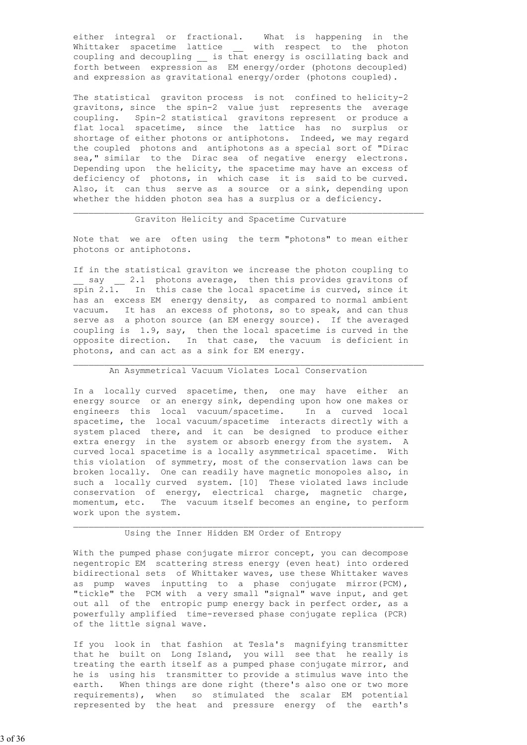either integral or fractional. What is happening in the Whittaker spacetime lattice __ with respect to the photon coupling and decoupling __ is that energy is oscillating back and forth between expression as EM energy/order (photons decoupled) and expression as gravitational energy/order (photons coupled).

The statistical graviton process is not confined to helicity-2 gravitons, since the spin-2 value just represents the average coupling. Spin-2 statistical gravitons represent or produce a flat local spacetime, since the lattice has no surplus or shortage of either photons or antiphotons. Indeed, we may regard the coupled photons and antiphotons as a special sort of "Dirac sea," similar to the Dirac sea of negative energy electrons. Depending upon the helicity, the spacetime may have an excess of deficiency of photons, in which case it is said to be curved. Also, it can thus serve as a source or a sink, depending upon whether the hidden photon sea has a surplus or a deficiency.

---

## Graviton Helicity and Spacetime Curvature

Note that we are often using the term "photons" to mean either photons or antiphotons.

If in the statistical graviton we increase the photon coupling to __ say __ 2.1 photons average, then this provides gravitons of spin 2.1. In this case the local spacetime is curved, since it has an excess EM energy density, as compared to normal ambient vacuum. It has an excess of photons, so to speak, and can thus serve as a photon source (an EM energy source). If the averaged coupling is 1.9, say, then the local spacetime is curved in the opposite direction. In that case, the vacuum is deficient in photons, and can act as a sink for EM energy.

---

## An Asymmetrical Vacuum Violates Local Conservation

In a locally curved spacetime, then, one may have either an energy source or an energy sink, depending upon how one makes or engineers this local vacuum/spacetime. In a curved local spacetime, the local vacuum/spacetime interacts directly with a system placed there, and it can be designed to produce either extra energy in the system or absorb energy from the system. A curved local spacetime is a locally asymmetrical spacetime. With this violation of symmetry, most of the conservation laws can be broken locally. One can readily have magnetic monopoles also, in such a locally curved system. [10] These violated laws include conservation of energy, electrical charge, magnetic charge, momentum, etc. The vacuum itself becomes an engine, to perform work upon the system.

---

## Using the Inner Hidden EM Order of Entropy

With the pumped phase conjugate mirror concept, you can decompose negentropic EM scattering stress energy (even heat) into ordered bidirectional sets of Whittaker waves, use these Whittaker waves as pump waves inputting to a phase conjugate mirror(PCM), "tickle" the PCM with a very small "signal" wave input, and get out all of the entropic pump energy back in perfect order, as a powerfully amplified time-reversed phase conjugate replica (PCR) of the little signal wave.

If you look in that fashion at Tesla's magnifying transmitter that he built on Long Island, you will see that he really is treating the earth itself as a pumped phase conjugate mirror, and he is using his transmitter to provide a stimulus wave into the earth. When things are done right (there's also one or two more requirements), when so stimulated the scalar EM potential represented by the heat and pressure energy of the earth's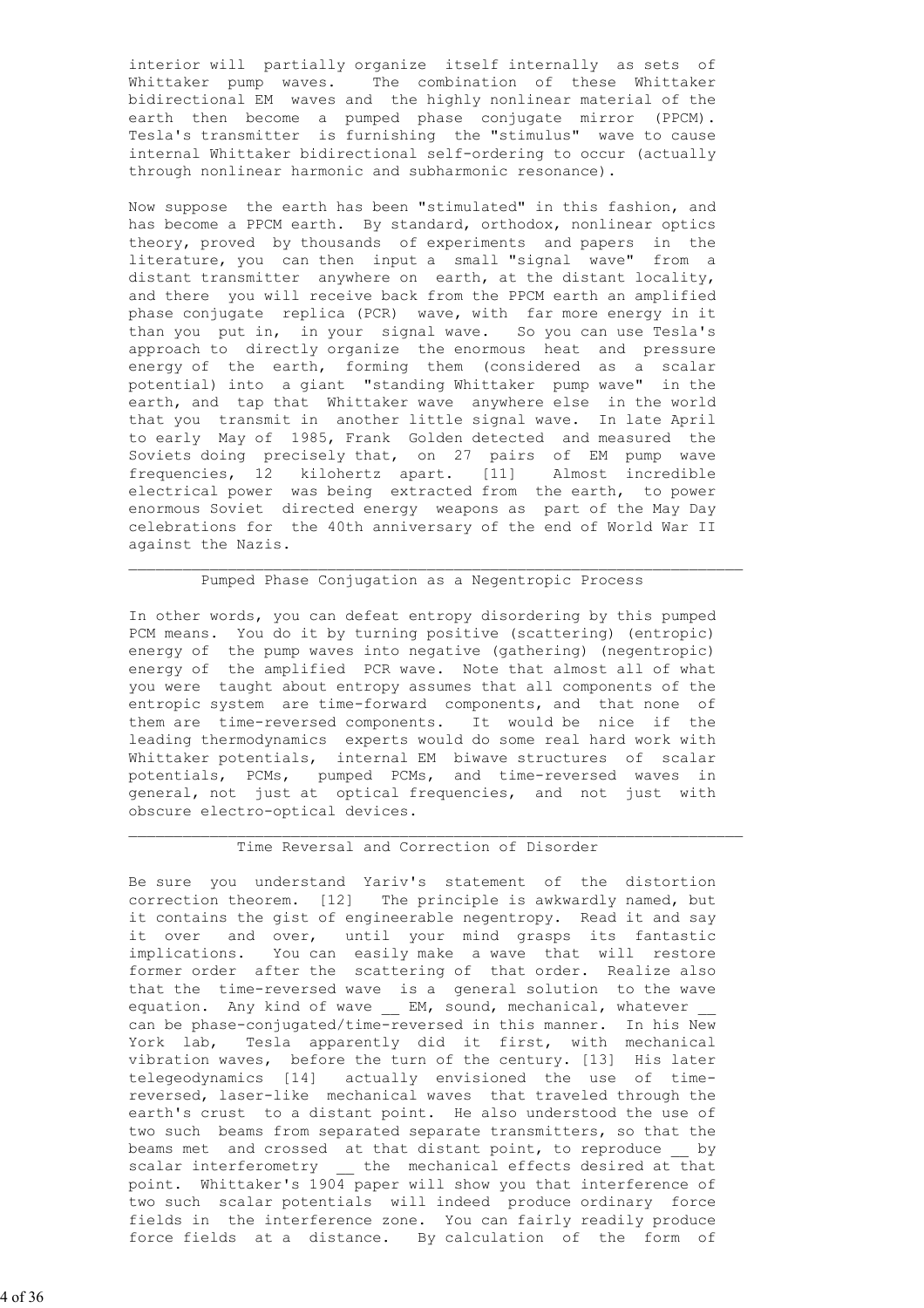interior will partially organize itself internally as sets of Whittaker pump waves. The combination of these Whittaker bidirectional EM waves and the highly nonlinear material of the earth then become a pumped phase conjugate mirror (PPCM). Tesla's transmitter is furnishing the "stimulus" wave to cause internal Whittaker bidirectional self-ordering to occur (actually through nonlinear harmonic and subharmonic resonance).

Now suppose the earth has been "stimulated" in this fashion, and has become a PPCM earth. By standard, orthodox, nonlinear optics theory, proved by thousands of experiments and papers in the literature, you can then input a small "signal wave" from a distant transmitter anywhere on earth, at the distant locality, and there you will receive back from the PPCM earth an amplified phase conjugate replica (PCR) wave, with far more energy in it than you put in, in your signal wave. So you can use Tesla's approach to directly organize the enormous heat and pressure energy of the earth, forming them (considered as a scalar potential) into a giant "standing Whittaker pump wave" in the earth, and tap that Whittaker wave anywhere else in the world that you transmit in another little signal wave. In late April to early May of 1985, Frank Golden detected and measured the Soviets doing precisely that, on 27 pairs of EM pump wave frequencies, 12 kilohertz apart. [11] Almost incredible electrical power was being extracted from the earth, to power enormous Soviet directed energy weapons as part of the May Day celebrations for the 40th anniversary of the end of World War II against the Nazis.

---

## Pumped Phase Conjugation as a Negentropic Process

In other words, you can defeat entropy disordering by this pumped PCM means. You do it by turning positive (scattering) (entropic) energy of the pump waves into negative (gathering) (negentropic) energy of the amplified PCR wave. Note that almost all of what you were taught about entropy assumes that all components of the entropic system are time-forward components, and that none of them are time-reversed components. It would be nice if the leading thermodynamics experts would do some real hard work with Whittaker potentials, internal EM biwave structures of scalar potentials, PCMs, pumped PCMs, and time-reversed waves in general, not just at optical frequencies, and not just with obscure electro-optical devices.

---

## Time Reversal and Correction of Disorder

Be sure you understand Yariv's statement of the distortion correction theorem. [12] The principle is awkwardly named, but it contains the gist of engineerable negentropy. Read it and say it over and over, until your mind grasps its fantastic implications. You can easily make a wave that will restore former order after the scattering of that order. Realize also that the time-reversed wave is a general solution to the wave equation. Any kind of wave __ EM, sound, mechanical, whatever __ can be phase-conjugated/time-reversed in this manner. In his New York lab, Tesla apparently did it first, with mechanical vibration waves, before the turn of the century. [13] His later telegeodynamics [14] actually envisioned the use of time-reversed, laser-like mechanical waves that traveled through the earth's crust to a distant point. He also understood the use of two such beams from separated separate transmitters, so that the beams met and crossed at that distant point, to reproduce __ by scalar interferometry __ the mechanical effects desired at that point. Whittaker's 1904 paper will show you that interference of two such scalar potentials will indeed produce ordinary force fields in the interference zone. You can fairly readily produce force fields at a distance. By calculation of the form of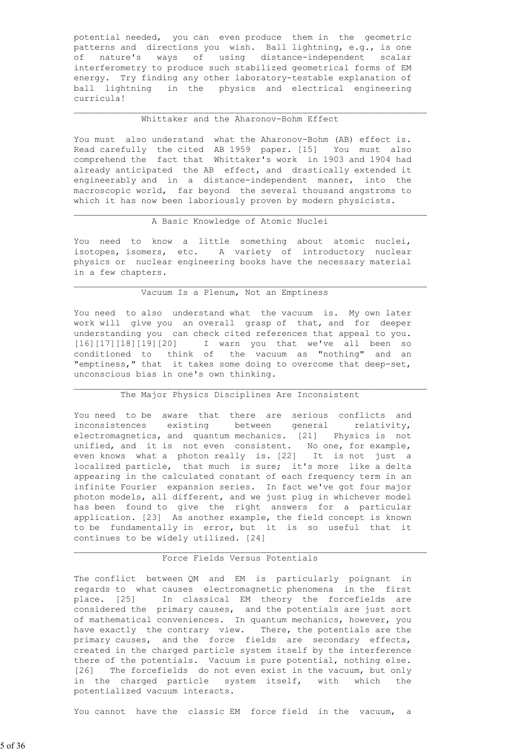potential needed, you can even produce them in the geometric patterns and directions you wish. Ball lightning, e.g., is one of nature's ways of using distance-independent scalar interferometry to produce such stabilized geometrical forms of EM energy. Try finding any other laboratory-testable explanation of ball lightning in the physics and electrical engineering curricula!

---

## Whittaker and the Aharonov-Bohm Effect

You must also understand what the Aharonov-Bohm (AB) effect is. Read carefully the cited AB 1959 paper. [15] You must also comprehend the fact that Whittaker's work in 1903 and 1904 had already anticipated the AB effect, and drastically extended it engineerably and in a distance-independent manner, into the macroscopic world, far beyond the several thousand angstroms to which it has now been laboriously proven by modern physicists.

---

## A Basic Knowledge of Atomic Nuclei

You need to know a little something about atomic nuclei, isotopes, isomers, etc. A variety of introductory nuclear physics or nuclear engineering books have the necessary material in a few chapters.

---

## Vacuum Is a Plenum, Not an Emptiness

You need to also understand what the vacuum is. My own later work will give you an overall grasp of that, and for deeper understanding you can check cited references that appeal to you. [16][17][18][19][20] I warn you that we've all been so conditioned to think of the vacuum as "nothing" and an "emptiness," that it takes some doing to overcome that deep-set, unconscious bias in one's own thinking.

---

## The Major Physics Disciplines Are Inconsistent

You need to be aware that there are serious conflicts and inconsistences existing between general relativity, electromagnetics, and quantum mechanics. [21] Physics is not unified, and it is not even consistent. No one, for example, even knows what a photon really is. [22] It is not just a localized particle, that much is sure; it's more like a delta appearing in the calculated constant of each frequency term in an infinite Fourier expansion series. In fact we've got four major photon models, all different, and we just plug in whichever model has been found to give the right answers for a particular application. [23] As another example, the field concept is known to be fundamentally in error, but it is so useful that it continues to be widely utilized. [24]

---

## Force Fields Versus Potentials

The conflict between QM and EM is particularly poignant in regards to what causes electromagnetic phenomena in the first place. [25] In classical EM theory the forcefields are considered the primary causes, and the potentials are just sort of mathematical conveniences. In quantum mechanics, however, you have exactly the contrary view. There, the potentials are the primary causes, and the force fields are secondary effects, created in the charged particle system itself by the interference there of the potentials. Vacuum is pure potential, nothing else. [26] The forcefields do not even exist in the vacuum, but only in the charged particle system itself, with which the potentialized vacuum interacts.

You cannot have the classic EM force field in the vacuum, a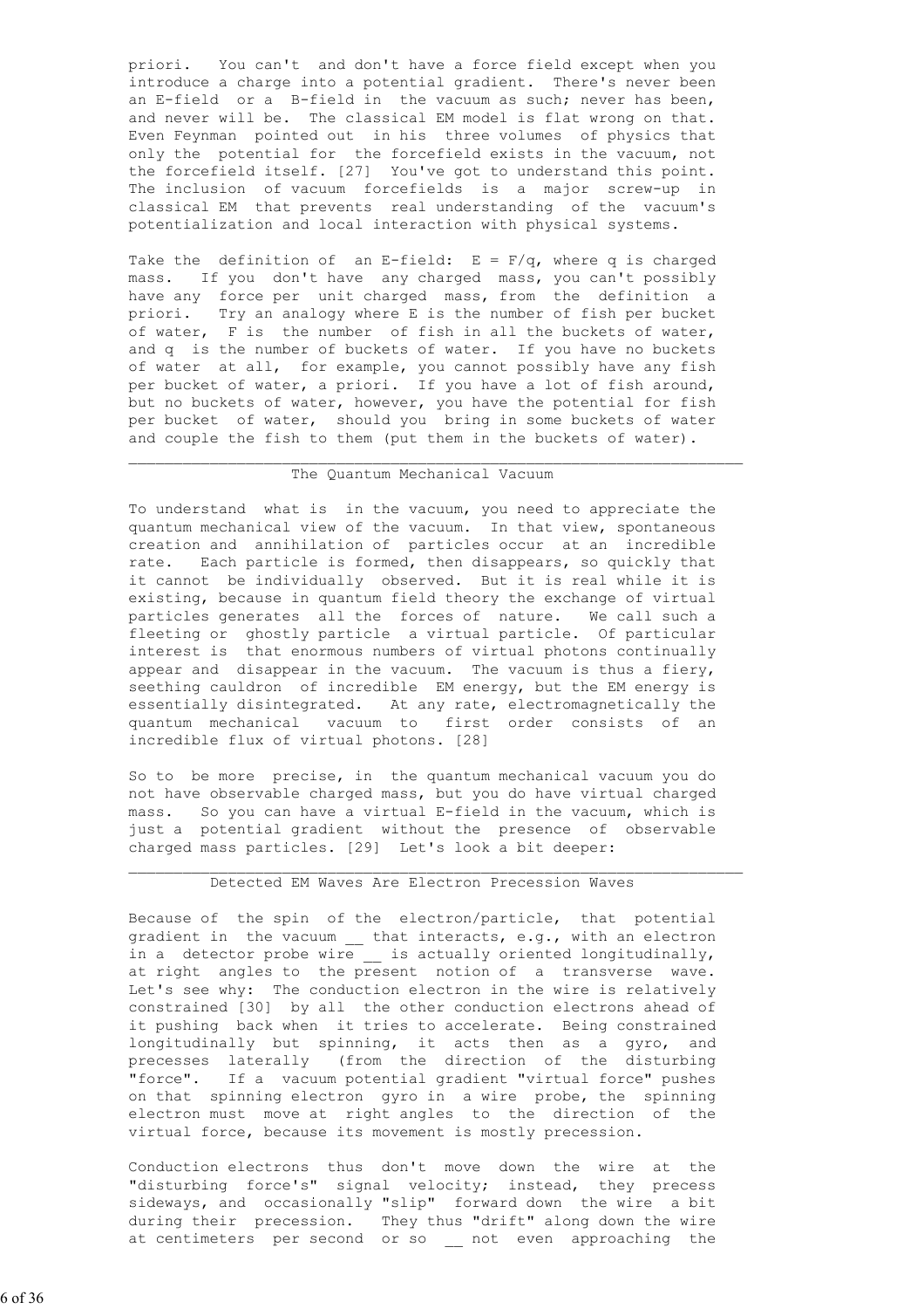priori. You can't and don't have a force field except when you introduce a charge into a potential gradient. There's never been an E-field or a B-field in the vacuum as such; never has been, and never will be. The classical EM model is flat wrong on that. Even Feynman pointed out in his three volumes of physics that only the potential for the forcefield exists in the vacuum, not the forcefield itself. [27] You've got to understand this point. The inclusion of vacuum forcefields is a major screw-up in classical EM that prevents real understanding of the vacuum's potentialization and local interaction with physical systems.

Take the definition of an E-field: $E = F/q$, where q is charged mass. If you don't have any charged mass, you can't possibly have any force per unit charged mass, from the definition a priori. Try an analogy where E is the number of fish per bucket of water, F is the number of fish in all the buckets of water, and q is the number of buckets of water. If you have no buckets of water at all, for example, you cannot possibly have any fish per bucket of water, a priori. If you have a lot of fish around, but no buckets of water, however, you have the potential for fish per bucket of water, should you bring in some buckets of water and couple the fish to them (put them in the buckets of water).

---

## The Quantum Mechanical Vacuum

To understand what is in the vacuum, you need to appreciate the quantum mechanical view of the vacuum. In that view, spontaneous creation and annihilation of particles occur at an incredible rate. Each particle is formed, then disappears, so quickly that it cannot be individually observed. But it is real while it is existing, because in quantum field theory the exchange of virtual particles generates all the forces of nature. We call such a fleeting or ghostly particle a virtual particle. Of particular interest is that enormous numbers of virtual photons continually appear and disappear in the vacuum. The vacuum is thus a fiery, seething cauldron of incredible EM energy, but the EM energy is essentially disintegrated. At any rate, electromagnetically the quantum mechanical vacuum to first order consists of an incredible flux of virtual photons. [28]

So to be more precise, in the quantum mechanical vacuum you do not have observable charged mass, but you do have virtual charged mass. So you can have a virtual E-field in the vacuum, which is just a potential gradient without the presence of observable charged mass particles. [29] Let's look a bit deeper:

---

## Detected EM Waves Are Electron Precession Waves

Because of the spin of the electron/particle, that potential gradient in the vacuum __ that interacts, e.g., with an electron in a detector probe wire __ is actually oriented longitudinally, at right angles to the present notion of a transverse wave. Let's see why: The conduction electron in the wire is relatively constrained [30] by all the other conduction electrons ahead of it pushing back when it tries to accelerate. Being constrained longitudinally but spinning, it acts then as a gyro, and precesses laterally (from the direction of the disturbing "force". If a vacuum potential gradient "virtual force" pushes on that spinning electron gyro in a wire probe, the spinning electron must move at right angles to the direction of the virtual force, because its movement is mostly precession.

Conduction electrons thus don't move down the wire at the "disturbing force's" signal velocity; instead, they precess sideways, and occasionally "slip" forward down the wire a bit during their precession. They thus "drift" along down the wire at centimeters per second or so __ not even approaching the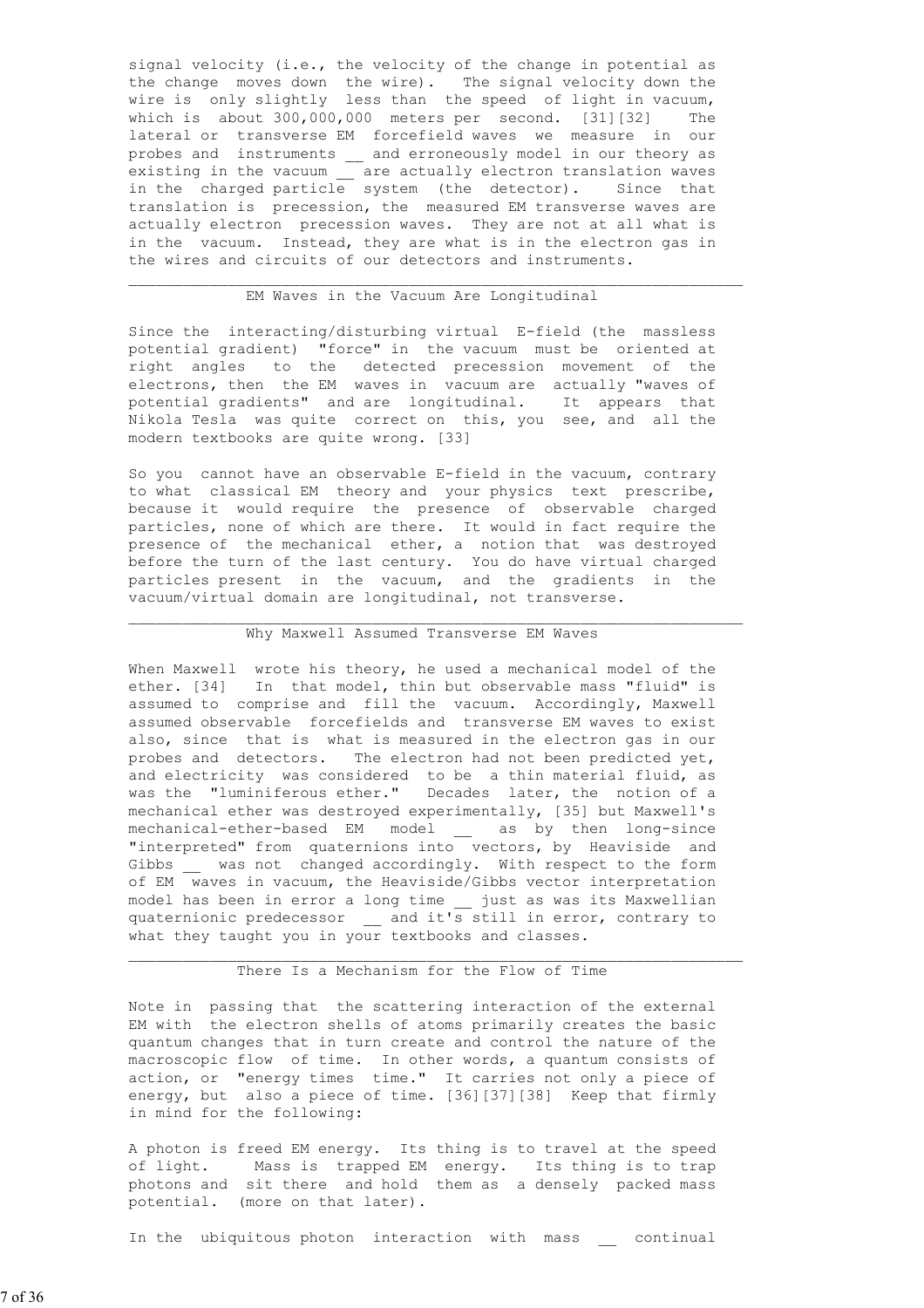signal velocity (i.e., the velocity of the change in potential as the change moves down the wire). The signal velocity down the wire is only slightly less than the speed of light in vacuum, which is about 300,000,000 meters per second. [31][32] The lateral or transverse EM forcefield waves we measure in our probes and instruments __ and erroneously model in our theory as existing in the vacuum __ are actually electron translation waves in the charged particle system (the detector). Since that translation is precession, the measured EM transverse waves are actually electron precession waves. They are not at all what is in the vacuum. Instead, they are what is in the electron gas in the wires and circuits of our detectors and instruments.

---

## EM Waves in the Vacuum Are Longitudinal

Since the interacting/disturbing virtual E-field (the massless potential gradient) "force" in the vacuum must be oriented at right angles to the detected precession movement of the electrons, then the EM waves in vacuum are actually "waves of potential gradients" and are longitudinal. It appears that Nikola Tesla was quite correct on this, you see, and all the modern textbooks are quite wrong. [33]

So you cannot have an observable E-field in the vacuum, contrary to what classical EM theory and your physics text prescribe, because it would require the presence of observable charged particles, none of which are there. It would in fact require the presence of the mechanical ether, a notion that was destroyed before the turn of the last century. You do have virtual charged particles present in the vacuum, and the gradients in the vacuum/virtual domain are longitudinal, not transverse.

---

## Why Maxwell Assumed Transverse EM Waves

When Maxwell wrote his theory, he used a mechanical model of the ether. [34] In that model, thin but observable mass "fluid" is assumed to comprise and fill the vacuum. Accordingly, Maxwell assumed observable forcefields and transverse EM waves to exist also, since that is what is measured in the electron gas in our probes and detectors. The electron had not been predicted yet, and electricity was considered to be a thin material fluid, as was the "luminiferous ether." Decades later, the notion of a mechanical ether was destroyed experimentally, [35] but Maxwell's mechanical-ether-based EM model __ as by then long-since "interpreted" from quaternions into vectors, by Heaviside and Gibbs __ was not changed accordingly. With respect to the form of EM waves in vacuum, the Heaviside/Gibbs vector interpretation model has been in error a long time __ just as was its Maxwellian quaternionic predecessor __ and it's still in error, contrary to what they taught you in your textbooks and classes.

---

## There Is a Mechanism for the Flow of Time

Note in passing that the scattering interaction of the external EM with the electron shells of atoms primarily creates the basic quantum changes that in turn create and control the nature of the macroscopic flow of time. In other words, a quantum consists of action, or "energy times time." It carries not only a piece of energy, but also a piece of time. [36][37][38] Keep that firmly in mind for the following:

A photon is freed EM energy. Its thing is to travel at the speed of light. Mass is trapped EM energy. Its thing is to trap photons and sit there and hold them as a densely packed mass potential. (more on that later).

In the ubiquitous photon interaction with mass __ continual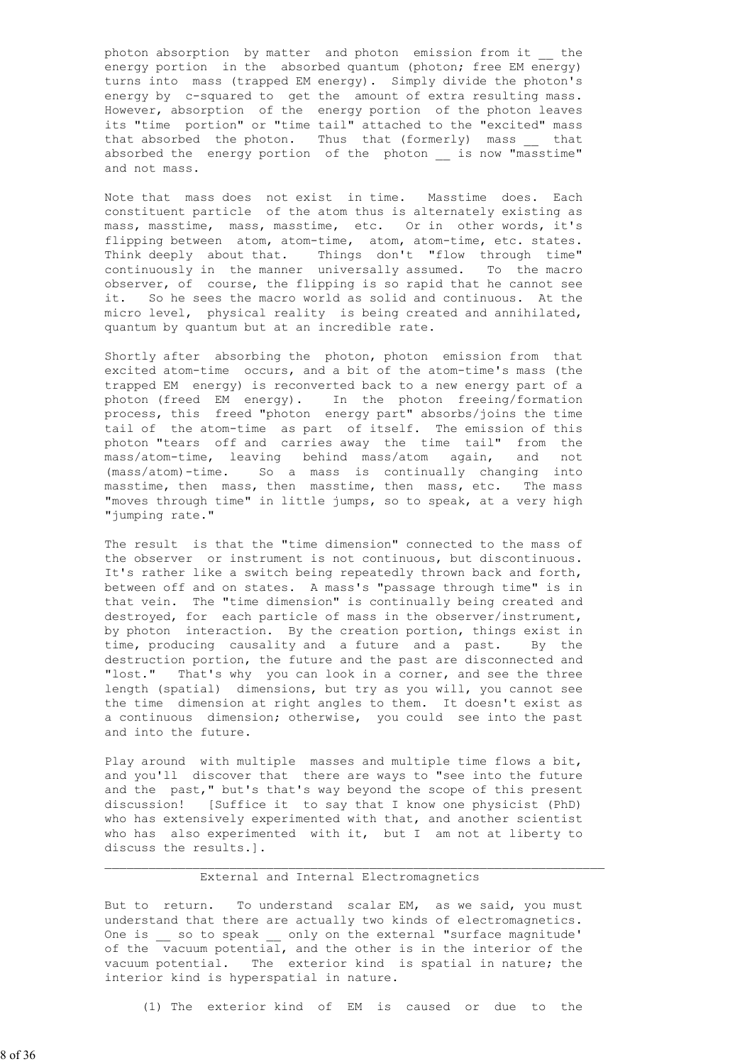photon absorption by matter and photon emission from it __ the energy portion in the absorbed quantum (photon; free EM energy) turns into mass (trapped EM energy). Simply divide the photon's energy by c-squared to get the amount of extra resulting mass. However, absorption of the energy portion of the photon leaves its "time portion" or "time tail" attached to the "excited" mass that absorbed the photon. Thus that (formerly) mass __ that absorbed the energy portion of the photon __ is now "masstime" and not mass.

Note that mass does not exist in time. Masstime does. Each constituent particle of the atom thus is alternately existing as mass, masstime, mass, masstime, etc. Or in other words, it's flipping between atom, atom-time, atom, atom-time, etc. states. Think deeply about that. Things don't "flow through time" continuously in the manner universally assumed. To the macro observer, of course, the flipping is so rapid that he cannot see it. So he sees the macro world as solid and continuous. At the micro level, physical reality is being created and annihilated, quantum by quantum but at an incredible rate.

Shortly after absorbing the photon, photon emission from that excited atom-time occurs, and a bit of the atom-time's mass (the trapped EM energy) is reconverted back to a new energy part of a photon (freed EM energy). In the photon freeing/formation process, this freed "photon energy part" absorbs/joins the time tail of the atom-time as part of itself. The emission of this photon "tears off and carries away the time tail" from the mass/atom-time, leaving behind mass/atom again, and not (mass/atom)-time. So a mass is continually changing into masstime, then mass, then masstime, then mass, etc. The mass "moves through time" in little jumps, so to speak, at a very high "jumping rate."

The result is that the "time dimension" connected to the mass of the observer or instrument is not continuous, but discontinuous. It's rather like a switch being repeatedly thrown back and forth, between off and on states. A mass's "passage through time" is in that vein. The "time dimension" is continually being created and destroyed, for each particle of mass in the observer/instrument, by photon interaction. By the creation portion, things exist in time, producing causality and a future and a past. By the destruction portion, the future and the past are disconnected and "lost." That's why you can look in a corner, and see the three length (spatial) dimensions, but try as you will, you cannot see the time dimension at right angles to them. It doesn't exist as a continuous dimension; otherwise, you could see into the past and into the future.

Play around with multiple masses and multiple time flows a bit, and you'll discover that there are ways to "see into the future and the past," but's that's way beyond the scope of this present discussion! [Suffice it to say that I know one physicist (PhD) who has extensively experimented with that, and another scientist who has also experimented with it, but I am not at liberty to discuss the results.].

---

## External and Internal Electromagnetics

But to return. To understand scalar EM, as we said, you must understand that there are actually two kinds of electromagnetics. One is __ so to speak __ only on the external "surface magnitude' of the vacuum potential, and the other is in the interior of the vacuum potential. The exterior kind is spatial in nature; the interior kind is hyperspatial in nature.

(1) The exterior kind of EM is caused or due to the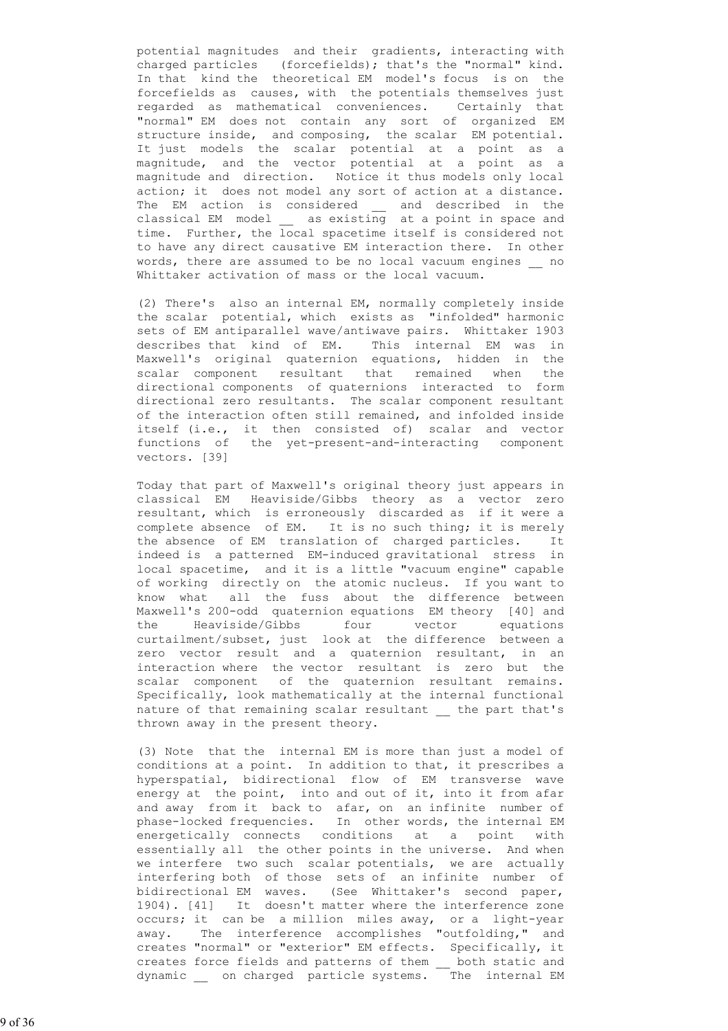potential magnitudes and their gradients, interacting with charged particles (forcefields); that's the "normal" kind. In that kind the theoretical EM model's focus is on the forcefields as causes, with the potentials themselves just regarded as mathematical conveniences. Certainly that "normal" EM does not contain any sort of organized EM structure inside, and composing, the scalar EM potential. It just models the scalar potential at a point as a magnitude, and the vector potential at a point as a magnitude and direction. Notice it thus models only local action; it does not model any sort of action at a distance. The EM action is considered __ and described in the classical EM model __ as existing at a point in space and time. Further, the local spacetime itself is considered not to have any direct causative EM interaction there. In other words, there are assumed to be no local vacuum engines __ no Whittaker activation of mass or the local vacuum.

(2) There's also an internal EM, normally completely inside the scalar potential, which exists as "infolded" harmonic sets of EM antiparallel wave/antiwave pairs. Whittaker 1903 describes that kind of EM. This internal EM was in Maxwell's original quaternion equations, hidden in the scalar component resultant that remained when the directional components of quaternions interacted to form directional zero resultants. The scalar component resultant of the interaction often still remained, and infolded inside itself (i.e., it then consisted of) scalar and vector functions of the yet-present-and-interacting component vectors. [39]

Today that part of Maxwell's original theory just appears in classical EM Heaviside/Gibbs theory as a vector zero resultant, which is erroneously discarded as if it were a complete absence of EM. It is no such thing; it is merely the absence of EM translation of charged particles. It indeed is a patterned EM-induced gravitational stress in local spacetime, and it is a little "vacuum engine" capable of working directly on the atomic nucleus. If you want to know what all the fuss about the difference between Maxwell's 200-odd quaternion equations EM theory [40] and the Heaviside/Gibbs four vector equations curtailment/subset, just look at the difference between a zero vector result and a quaternion resultant, in an interaction where the vector resultant is zero but the scalar component of the quaternion resultant remains. Specifically, look mathematically at the internal functional nature of that remaining scalar resultant __ the part that's thrown away in the present theory.

(3) Note that the internal EM is more than just a model of conditions at a point. In addition to that, it prescribes a hyperspatial, bidirectional flow of EM transverse wave energy at the point, into and out of it, into it from afar and away from it back to afar, on an infinite number of phase-locked frequencies. In other words, the internal EM energetically connects conditions at a point with essentially all the other points in the universe. And when we interfere two such scalar potentials, we are actually interfering both of those sets of an infinite number of bidirectional EM waves. (See Whittaker's second paper, 1904). [41] It doesn't matter where the interference zone occurs; it can be a million miles away, or a light-year away. The interference accomplishes "outfolding," and creates "normal" or "exterior" EM effects. Specifically, it creates force fields and patterns of them __ both static and dynamic __ on charged particle systems. The internal EM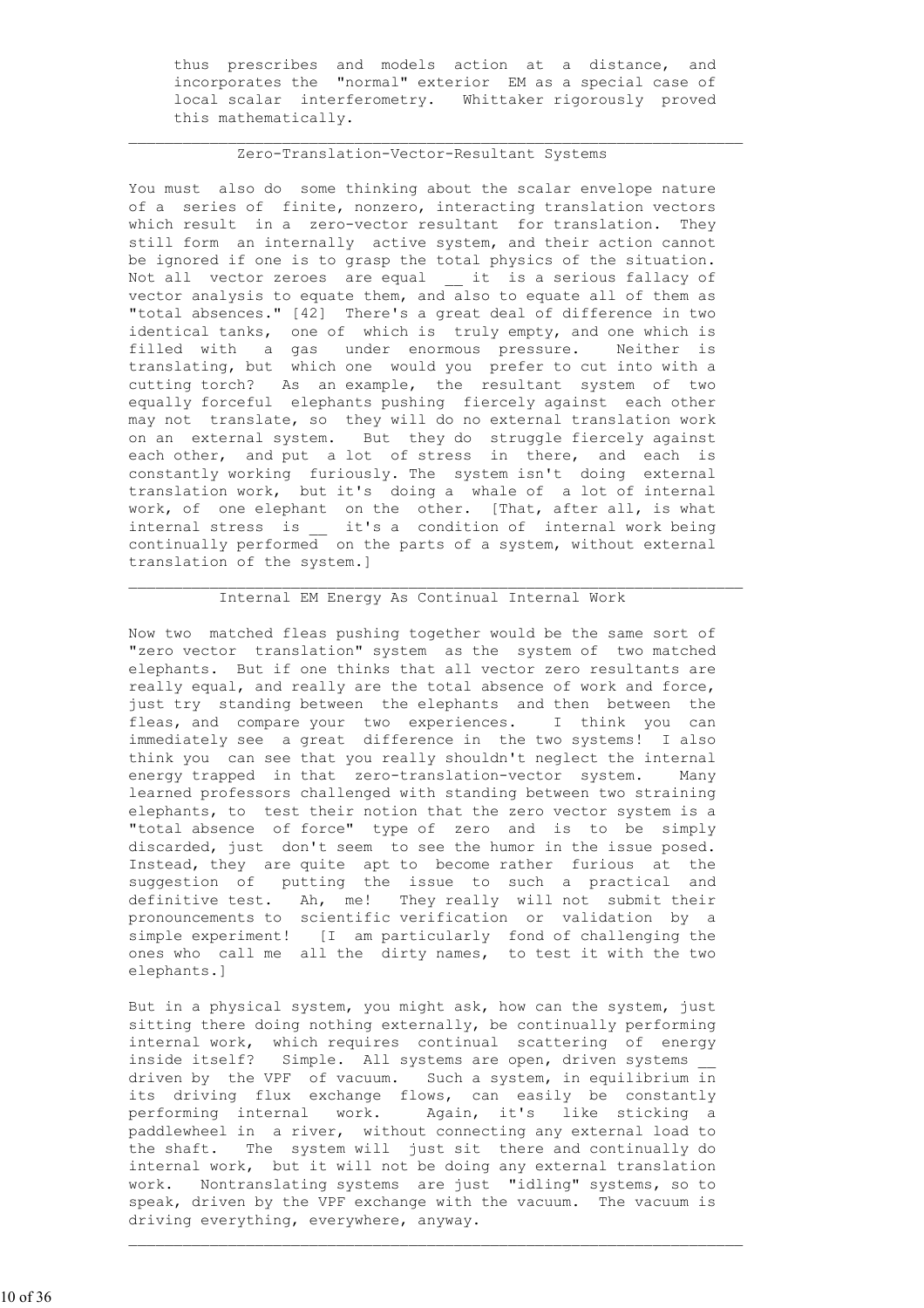thus prescribes and models action at a distance, and incorporates the "normal" exterior EM as a special case of local scalar interferometry. Whittaker rigorously proved this mathematically.

---

### Zero-Translation-Vector-Resultant Systems

You must also do some thinking about the scalar envelope nature of a series of finite, nonzero, interacting translation vectors which result in a zero-vector resultant for translation. They still form an internally active system, and their action cannot be ignored if one is to grasp the total physics of the situation. Not all vector zeroes are equal __ it is a serious fallacy of vector analysis to equate them, and also to equate all of them as "total absences." [42] There's a great deal of difference in two identical tanks, one of which is truly empty, and one which is filled with a gas under enormous pressure. Neither is translating, but which one would you prefer to cut into with a cutting torch? As an example, the resultant system of two equally forceful elephants pushing fiercely against each other may not translate, so they will do no external translation work on an external system. But they do struggle fiercely against each other, and put a lot of stress in there, and each is constantly working furiously. The system isn't doing external translation work, but it's doing a whale of a lot of internal work, of one elephant on the other. [That, after all, is what internal stress is __ it's a condition of internal work being continually performed on the parts of a system, without external translation of the system.]

---

### Internal EM Energy As Continual Internal Work

Now two matched fleas pushing together would be the same sort of "zero vector translation" system as the system of two matched elephants. But if one thinks that all vector zero resultants are really equal, and really are the total absence of work and force, just try standing between the elephants and then between the fleas, and compare your two experiences. I think you can immediately see a great difference in the two systems! I also think you can see that you really shouldn't neglect the internal energy trapped in that zero-translation-vector system. Many learned professors challenged with standing between two straining elephants, to test their notion that the zero vector system is a "total absence of force" type of zero and is to be simply discarded, just don't seem to see the humor in the issue posed. Instead, they are quite apt to become rather furious at the suggestion of putting the issue to such a practical and definitive test. Ah, me! They really will not submit their pronouncements to scientific verification or validation by a simple experiment! [I am particularly fond of challenging the ones who call me all the dirty names, to test it with the two elephants.]

But in a physical system, you might ask, how can the system, just sitting there doing nothing externally, be continually performing internal work, which requires continual scattering of energy inside itself? Simple. All systems are open, driven systems __ driven by the VPF of vacuum. Such a system, in equilibrium in its driving flux exchange flows, can easily be constantly performing internal work. Again, it's like sticking a paddlewheel in a river, without connecting any external load to the shaft. The system will just sit there and continually do internal work, but it will not be doing any external translation work. Nontranslating systems are just "idling" systems, so to speak, driven by the VPF exchange with the vacuum. The vacuum is driving everything, everywhere, anyway.

---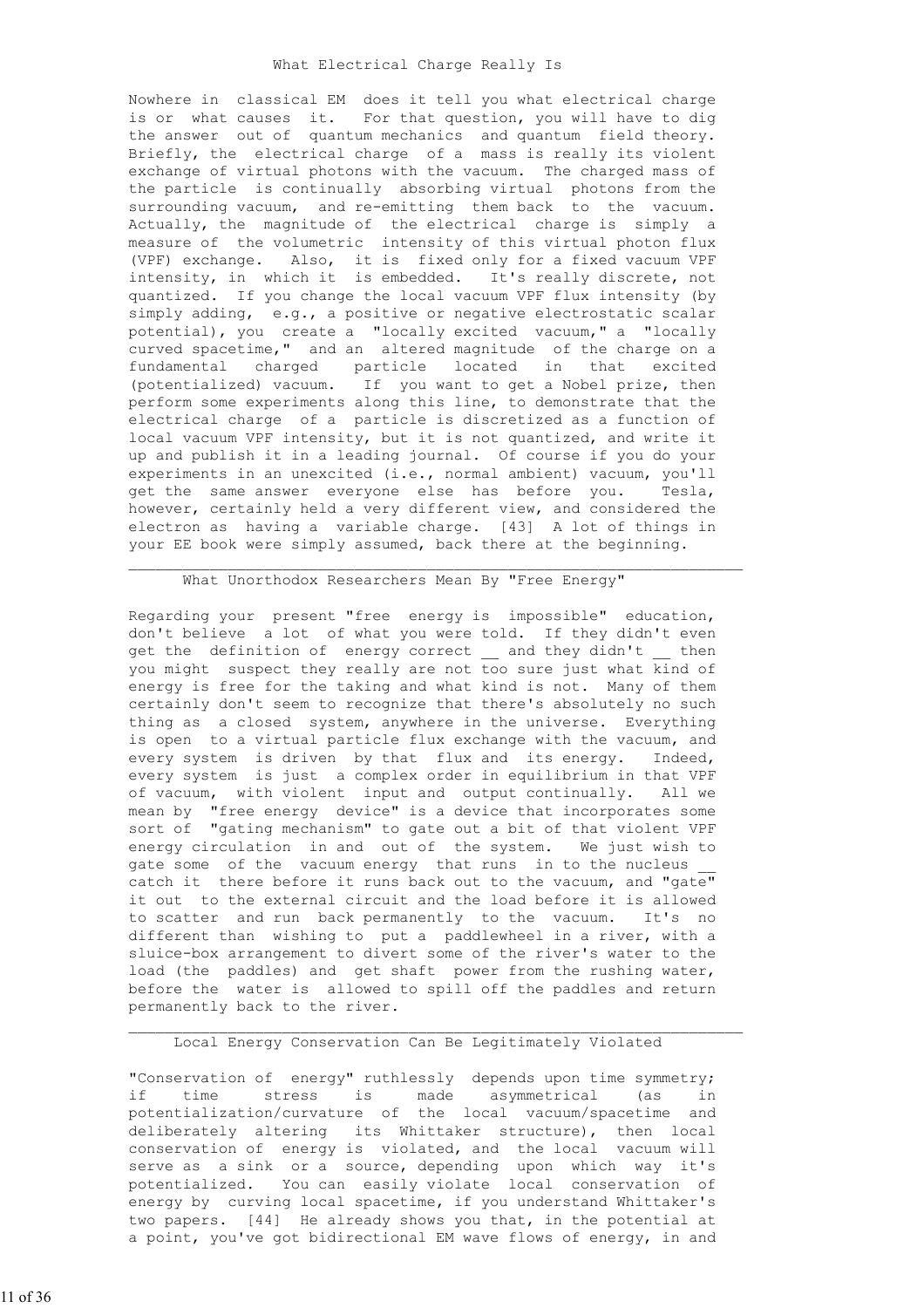## What Electrical Charge Really Is

Nowhere in classical EM does it tell you what electrical charge is or what causes it. For that question, you will have to dig the answer out of quantum mechanics and quantum field theory. Briefly, the electrical charge of a mass is really its violent exchange of virtual photons with the vacuum. The charged mass of the particle is continually absorbing virtual photons from the surrounding vacuum, and re-emitting them back to the vacuum. Actually, the magnitude of the electrical charge is simply a measure of the volumetric intensity of this virtual photon flux (VPF) exchange. Also, it is fixed only for a fixed vacuum VPF intensity, in which it is embedded. It's really discrete, not quantized. If you change the local vacuum VPF flux intensity (by simply adding, e.g., a positive or negative electrostatic scalar potential), you create a "locally excited vacuum," a "locally curved spacetime," and an altered magnitude of the charge on a fundamental charged particle located in that excited (potentialized) vacuum. If you want to get a Nobel prize, then perform some experiments along this line, to demonstrate that the electrical charge of a particle is discretized as a function of local vacuum VPF intensity, but it is not quantized, and write it up and publish it in a leading journal. Of course if you do your experiments in an unexcited (i.e., normal ambient) vacuum, you'll get the same answer everyone else has before you. Tesla, however, certainly held a very different view, and considered the electron as having a variable charge. [43] A lot of things in your EE book were simply assumed, back there at the beginning.

---

## What Unorthodox Researchers Mean By "Free Energy"

Regarding your present "free energy is impossible" education, don't believe a lot of what you were told. If they didn't even get the definition of energy correct __ and they didn't __ then you might suspect they really are not too sure just what kind of energy is free for the taking and what kind is not. Many of them certainly don't seem to recognize that there's absolutely no such thing as a closed system, anywhere in the universe. Everything is open to a virtual particle flux exchange with the vacuum, and every system is driven by that flux and its energy. Indeed, every system is just a complex order in equilibrium in that VPF of vacuum, with violent input and output continually. All we mean by "free energy device" is a device that incorporates some sort of "gating mechanism" to gate out a bit of that violent VPF energy circulation in and out of the system. We just wish to gate some of the vacuum energy that runs in to the nucleus __ catch it there before it runs back out to the vacuum, and "gate" it out to the external circuit and the load before it is allowed to scatter and run back permanently to the vacuum. It's no different than wishing to put a paddlewheel in a river, with a sluice-box arrangement to divert some of the river's water to the load (the paddles) and get shaft power from the rushing water, before the water is allowed to spill off the paddles and return permanently back to the river.

---

## Local Energy Conservation Can Be Legitimately Violated

"Conservation of energy" ruthlessly depends upon time symmetry; if time stress is made asymmetrical (as in potentialization/curvature of the local vacuum/spacetime and deliberately altering its Whittaker structure), then local conservation of energy is violated, and the local vacuum will serve as a sink or a source, depending upon which way it's potentialized. You can easily violate local conservation of energy by curving local spacetime, if you understand Whittaker's two papers. [44] He already shows you that, in the potential at a point, you've got bidirectional EM wave flows of energy, in and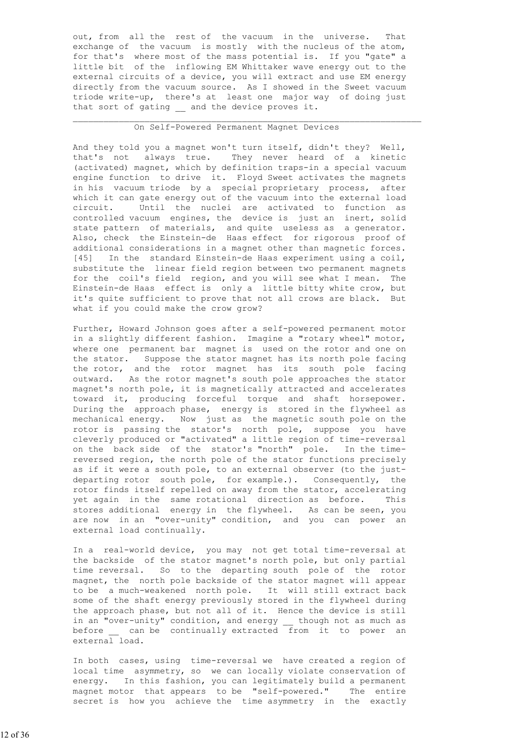out, from all the rest of the vacuum in the universe. That exchange of the vacuum is mostly with the nucleus of the atom, for that's where most of the mass potential is. If you "gate" a little bit of the inflowing EM Whittaker wave energy out to the external circuits of a device, you will extract and use EM energy directly from the vacuum source. As I showed in the Sweet vacuum triode write-up, there's at least one major way of doing just that sort of gating __ and the device proves it.

---

## On Self-Powered Permanent Magnet Devices

And they told you a magnet won't turn itself, didn't they? Well, that's not always true. They never heard of a kinetic (activated) magnet, which by definition traps-in a special vacuum engine function to drive it. Floyd Sweet activates the magnets in his vacuum triode by a special proprietary process, after which it can gate energy out of the vacuum into the external load circuit. Until the nuclei are activated to function as controlled vacuum engines, the device is just an inert, solid state pattern of materials, and quite useless as a generator. Also, check the Einstein-de Haas effect for rigorous proof of additional considerations in a magnet other than magnetic forces. [45] In the standard Einstein-de Haas experiment using a coil, substitute the linear field region between two permanent magnets for the coil's field region, and you will see what I mean. The Einstein-de Haas effect is only a little bitty white crow, but it's quite sufficient to prove that not all crows are black. But what if you could make the crow grow?

Further, Howard Johnson goes after a self-powered permanent motor in a slightly different fashion. Imagine a "rotary wheel" motor, where one permanent bar magnet is used on the rotor and one on the stator. Suppose the stator magnet has its north pole facing the rotor, and the rotor magnet has its south pole facing outward. As the rotor magnet's south pole approaches the stator magnet's north pole, it is magnetically attracted and accelerates toward it, producing forceful torque and shaft horsepower. During the approach phase, energy is stored in the flywheel as mechanical energy. Now just as the magnetic south pole on the rotor is passing the stator's north pole, suppose you have cleverly produced or "activated" a little region of time-reversal on the back side of the stator's "north" pole. In the time-reversed region, the north pole of the stator functions precisely as if it were a south pole, to an external observer (to the just-departing rotor south pole, for example.). Consequently, the rotor finds itself repelled on away from the stator, accelerating yet again in the same rotational direction as before. This stores additional energy in the flywheel. As can be seen, you are now in an "over-unity" condition, and you can power an external load continually.

In a real-world device, you may not get total time-reversal at the backside of the stator magnet's north pole, but only partial time reversal. So to the departing south pole of the rotor magnet, the north pole backside of the stator magnet will appear to be a much-weakened north pole. It will still extract back some of the shaft energy previously stored in the flywheel during the approach phase, but not all of it. Hence the device is still in an "over-unity" condition, and energy __ though not as much as before __ can be continually extracted from it to power an external load.

In both cases, using time-reversal we have created a region of local time asymmetry, so we can locally violate conservation of energy. In this fashion, you can legitimately build a permanent magnet motor that appears to be "self-powered." The entire secret is how you achieve the time asymmetry in the exactly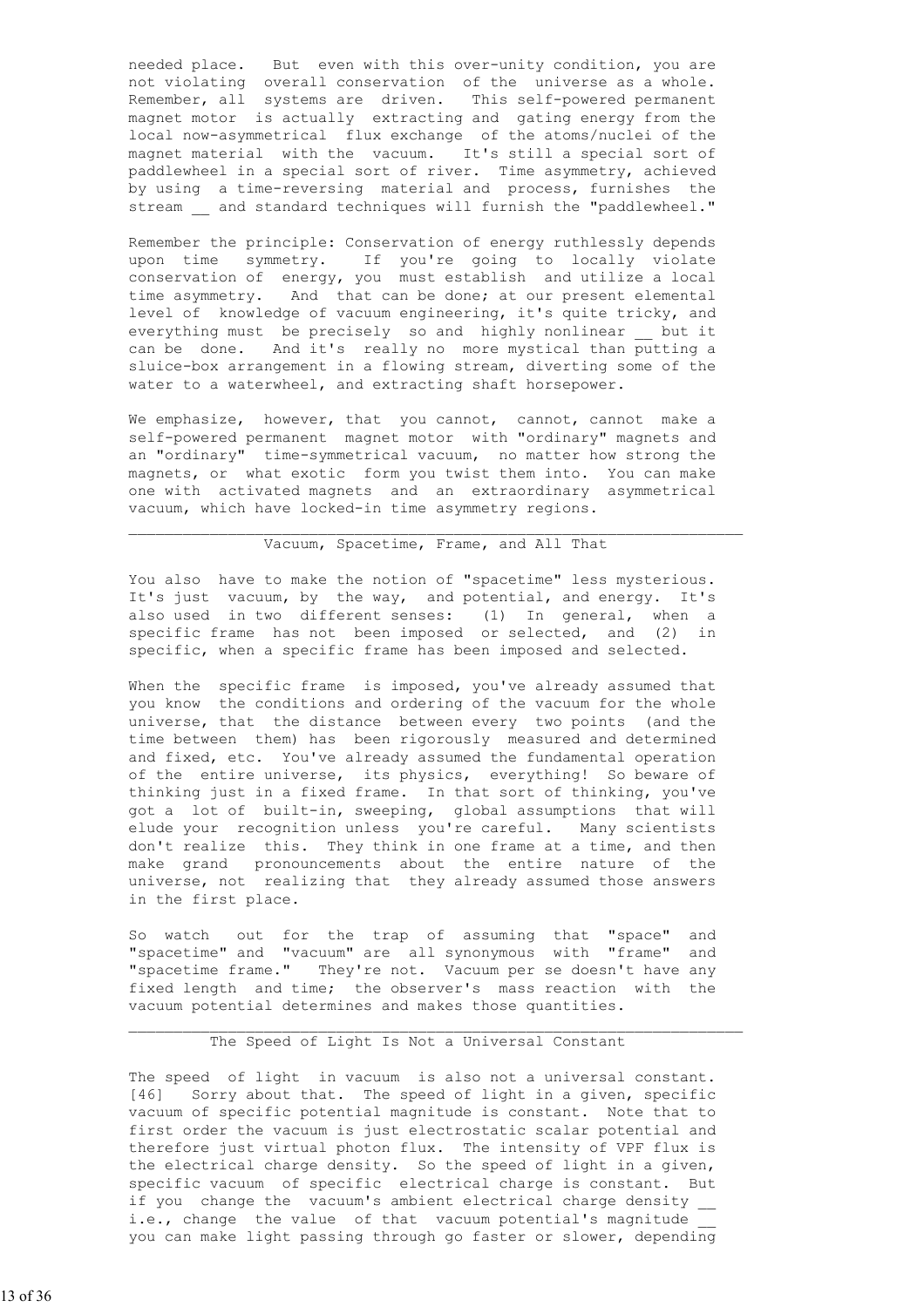needed place. But even with this over-unity condition, you are not violating overall conservation of the universe as a whole. Remember, all systems are driven. This self-powered permanent magnet motor is actually extracting and gating energy from the local now-asymmetrical flux exchange of the atoms/nuclei of the magnet material with the vacuum. It's still a special sort of paddlewheel in a special sort of river. Time asymmetry, achieved by using a time-reversing material and process, furnishes the stream __ and standard techniques will furnish the "paddlewheel."

Remember the principle: Conservation of energy ruthlessly depends upon time symmetry. If you're going to locally violate conservation of energy, you must establish and utilize a local time asymmetry. And that can be done; at our present elemental level of knowledge of vacuum engineering, it's quite tricky, and everything must be precisely so and highly nonlinear __ but it can be done. And it's really no more mystical than putting a sluice-box arrangement in a flowing stream, diverting some of the water to a waterwheel, and extracting shaft horsepower.

We emphasize, however, that you cannot, cannot, cannot make a self-powered permanent magnet motor with "ordinary" magnets and an "ordinary" time-symmetrical vacuum, no matter how strong the magnets, or what exotic form you twist them into. You can make one with activated magnets and an extraordinary asymmetrical vacuum, which have locked-in time asymmetry regions.

---

## Vacuum, Spacetime, Frame, and All That

You also have to make the notion of "spacetime" less mysterious. It's just vacuum, by the way, and potential, and energy. It's also used in two different senses: (1) In general, when a specific frame has not been imposed or selected, and (2) in specific, when a specific frame has been imposed and selected.

When the specific frame is imposed, you've already assumed that you know the conditions and ordering of the vacuum for the whole universe, that the distance between every two points (and the time between them) has been rigorously measured and determined and fixed, etc. You've already assumed the fundamental operation of the entire universe, its physics, everything! So beware of thinking just in a fixed frame. In that sort of thinking, you've got a lot of built-in, sweeping, global assumptions that will elude your recognition unless you're careful. Many scientists don't realize this. They think in one frame at a time, and then make grand pronouncements about the entire nature of the universe, not realizing that they already assumed those answers in the first place.

So watch out for the trap of assuming that "space" and "spacetime" and "vacuum" are all synonymous with "frame" and "spacetime frame." They're not. Vacuum per se doesn't have any fixed length and time; the observer's mass reaction with the vacuum potential determines and makes those quantities.

---

## The Speed of Light Is Not a Universal Constant

The speed of light in vacuum is also not a universal constant. [46] Sorry about that. The speed of light in a given, specific vacuum of specific potential magnitude is constant. Note that to first order the vacuum is just electrostatic scalar potential and therefore just virtual photon flux. The intensity of VPF flux is the electrical charge density. So the speed of light in a given, specific vacuum of specific electrical charge is constant. But if you change the vacuum's ambient electrical charge density __ i.e., change the value of that vacuum potential's magnitude __ you can make light passing through go faster or slower, depending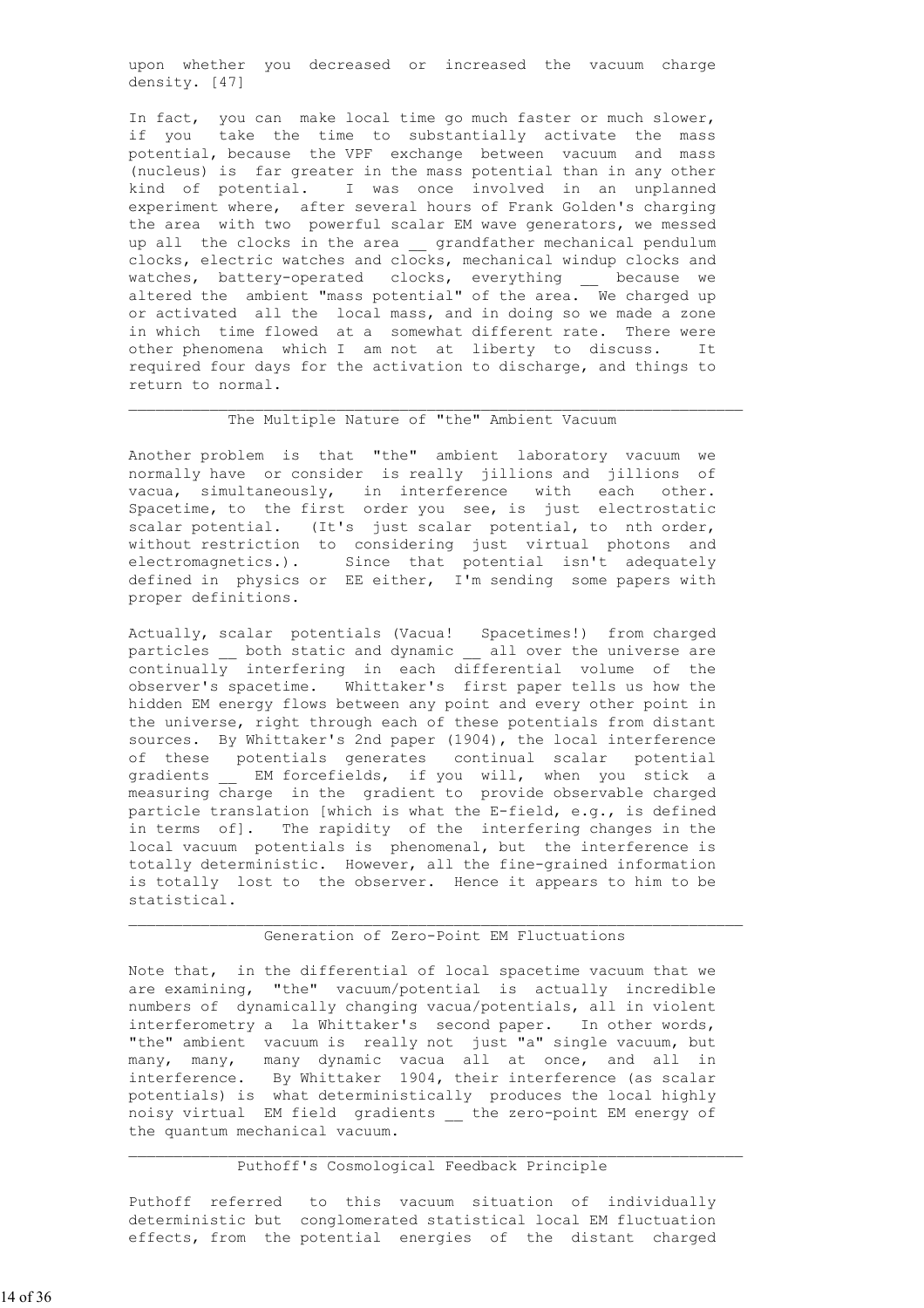upon whether you decreased or increased the vacuum charge density. [47]

In fact, you can make local time go much faster or much slower, if you take the time to substantially activate the mass potential, because the VPF exchange between vacuum and mass (nucleus) is far greater in the mass potential than in any other kind of potential. I was once involved in an unplanned experiment where, after several hours of Frank Golden's charging the area with two powerful scalar EM wave generators, we messed up all the clocks in the area __ grandfather mechanical pendulum clocks, electric watches and clocks, mechanical windup clocks and watches, battery-operated clocks, everything __ because we altered the ambient "mass potential" of the area. We charged up or activated all the local mass, and in doing so we made a zone in which time flowed at a somewhat different rate. There were other phenomena which I am not at liberty to discuss. It required four days for the activation to discharge, and things to return to normal.

---

## The Multiple Nature of "the" Ambient Vacuum

Another problem is that "the" ambient laboratory vacuum we normally have or consider is really jillions and jillions of vacua, simultaneously, in interference with each other. Spacetime, to the first order you see, is just electrostatic scalar potential. (It's just scalar potential, to nth order, without restriction to considering just virtual photons and electromagnetics.). Since that potential isn't adequately defined in physics or EE either, I'm sending some papers with proper definitions.

Actually, scalar potentials (Vacua! Spacetimes!) from charged particles __ both static and dynamic __ all over the universe are continually interfering in each differential volume of the observer's spacetime. Whittaker's first paper tells us how the hidden EM energy flows between any point and every other point in the universe, right through each of these potentials from distant sources. By Whittaker's 2nd paper (1904), the local interference of these potentials generates continual scalar potential gradients __ EM forcefields, if you will, when you stick a measuring charge in the gradient to provide observable charged particle translation [which is what the E-field, e.g., is defined in terms of]. The rapidity of the interfering changes in the local vacuum potentials is phenomenal, but the interference is totally deterministic. However, all the fine-grained information is totally lost to the observer. Hence it appears to him to be statistical.

---

## Generation of Zero-Point EM Fluctuations

Note that, in the differential of local spacetime vacuum that we are examining, "the" vacuum/potential is actually incredible numbers of dynamically changing vacua/potentials, all in violent interferometry a la Whittaker's second paper. In other words, "the" ambient vacuum is really not just "a" single vacuum, but many, many, many dynamic vacua all at once, and all in interference. By Whittaker 1904, their interference (as scalar potentials) is what deterministically produces the local highly noisy virtual EM field gradients __ the zero-point EM energy of the quantum mechanical vacuum.

---

## Puthoff's Cosmological Feedback Principle

Puthoff referred to this vacuum situation of individually deterministic but conglomerated statistical local EM fluctuation effects, from the potential energies of the distant charged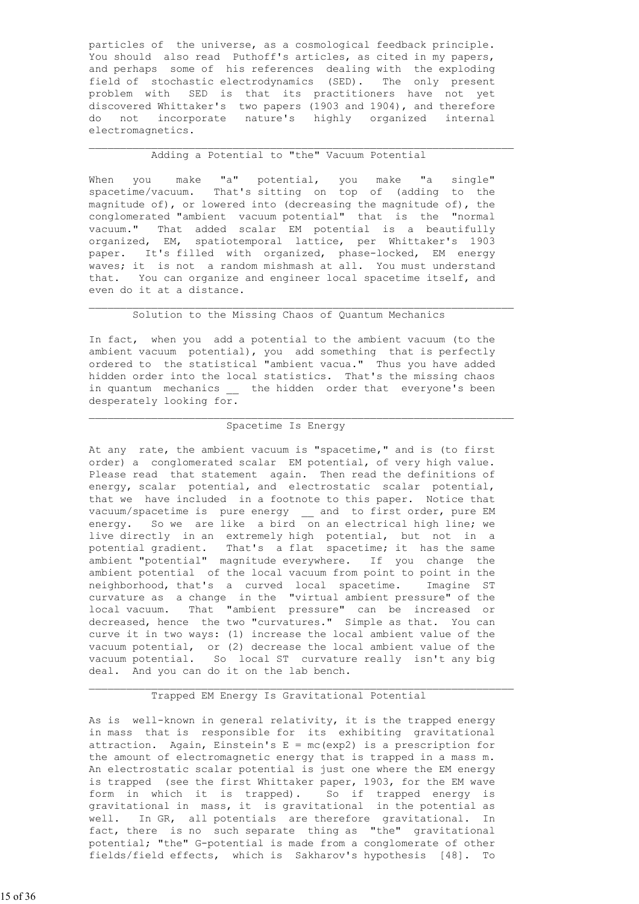particles of the universe, as a cosmological feedback principle. You should also read Puthoff's articles, as cited in my papers, and perhaps some of his references dealing with the exploding field of stochastic electrodynamics (SED). The only present problem with SED is that its practitioners have not yet discovered Whittaker's two papers (1903 and 1904), and therefore do not incorporate nature's highly organized internal electromagnetics.

---

## Adding a Potential to "the" Vacuum Potential

When you make "a" potential, you make "a single" spacetime/vacuum. That's sitting on top of (adding to the magnitude of), or lowered into (decreasing the magnitude of), the conglomerated "ambient vacuum potential" that is the "normal vacuum." That added scalar EM potential is a beautifully organized, EM, spatiotemporal lattice, per Whittaker's 1903 paper. It's filled with organized, phase-locked, EM energy waves; it is not a random mishmash at all. You must understand that. You can organize and engineer local spacetime itself, and even do it at a distance.

---

## Solution to the Missing Chaos of Quantum Mechanics

In fact, when you add a potential to the ambient vacuum (to the ambient vacuum potential), you add something that is perfectly ordered to the statistical "ambient vacua." Thus you have added hidden order into the local statistics. That's the missing chaos in quantum mechanics __ the hidden order that everyone's been desperately looking for.

---

## Spacetime Is Energy

At any rate, the ambient vacuum is "spacetime," and is (to first order) a conglomerated scalar EM potential, of very high value. Please read that statement again. Then read the definitions of energy, scalar potential, and electrostatic scalar potential, that we have included in a footnote to this paper. Notice that vacuum/spacetime is pure energy __ and to first order, pure EM energy. So we are like a bird on an electrical high line; we live directly in an extremely high potential, but not in a potential gradient. That's a flat spacetime; it has the same ambient "potential" magnitude everywhere. If you change the ambient potential of the local vacuum from point to point in the neighborhood, that's a curved local spacetime. Imagine ST curvature as a change in the "virtual ambient pressure" of the local vacuum. That "ambient pressure" can be increased or decreased, hence the two "curvatures." Simple as that. You can curve it in two ways: (1) increase the local ambient value of the vacuum potential, or (2) decrease the local ambient value of the vacuum potential. So local ST curvature really isn't any big deal. And you can do it on the lab bench.

---

## Trapped EM Energy Is Gravitational Potential

As is well-known in general relativity, it is the trapped energy in mass that is responsible for its exhibiting gravitational attraction. Again, Einstein's E = mc(exp2) is a prescription for the amount of electromagnetic energy that is trapped in a mass m. An electrostatic scalar potential is just one where the EM energy is trapped (see the first Whittaker paper, 1903, for the EM wave form in which it is trapped). So if trapped energy is gravitational in mass, it is gravitational in the potential as well. In GR, all potentials are therefore gravitational. In fact, there is no such separate thing as "the" gravitational potential; "the" G-potential is made from a conglomerate of other fields/field effects, which is Sakharov's hypothesis [48]. To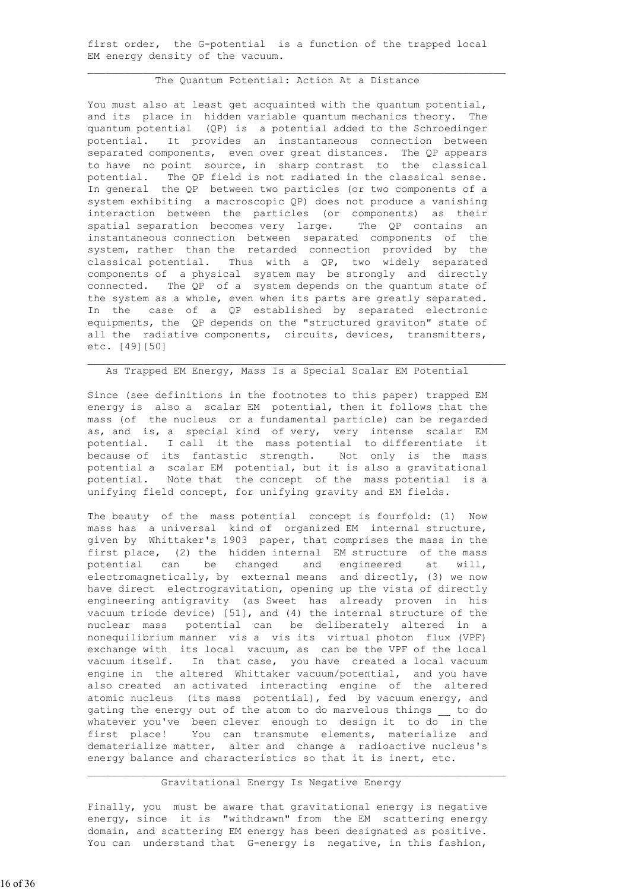first order, the G-potential is a function of the trapped local EM energy density of the vacuum.

---

## The Quantum Potential: Action At a Distance

You must also at least get acquainted with the quantum potential, and its place in hidden variable quantum mechanics theory. The quantum potential (QP) is a potential added to the Schroedinger potential. It provides an instantaneous connection between separated components, even over great distances. The QP appears to have no point source, in sharp contrast to the classical potential. The QP field is not radiated in the classical sense. In general the QP between two particles (or two components of a system exhibiting a macroscopic QP) does not produce a vanishing interaction between the particles (or components) as their spatial separation becomes very large. The QP contains an instantaneous connection between separated components of the system, rather than the retarded connection provided by the classical potential. Thus with a QP, two widely separated components of a physical system may be strongly and directly connected. The QP of a system depends on the quantum state of the system as a whole, even when its parts are greatly separated. In the case of a QP established by separated electronic equipments, the QP depends on the "structured graviton" state of all the radiative components, circuits, devices, transmitters, etc. [49][50]

---

## As Trapped EM Energy, Mass Is a Special Scalar EM Potential

Since (see definitions in the footnotes to this paper) trapped EM energy is also a scalar EM potential, then it follows that the mass (of the nucleus or a fundamental particle) can be regarded as, and is, a special kind of very, very intense scalar EM potential. I call it the mass potential to differentiate it because of its fantastic strength. Not only is the mass potential a scalar EM potential, but it is also a gravitational potential. Note that the concept of the mass potential is a unifying field concept, for unifying gravity and EM fields.

The beauty of the mass potential concept is fourfold: (1) Now mass has a universal kind of organized EM internal structure, given by Whittaker's 1903 paper, that comprises the mass in the first place, (2) the hidden internal EM structure of the mass potential can be changed and engineered at will, electromagnetically, by external means and directly, (3) we now have direct electrogravitation, opening up the vista of directly engineering antigravity (as Sweet has already proven in his vacuum triode device) [51], and (4) the internal structure of the nuclear mass potential can be deliberately altered in a nonequilibrium manner vis a vis its virtual photon flux (VPF) exchange with its local vacuum, as can be the VPF of the local vacuum itself. In that case, you have created a local vacuum engine in the altered Whittaker vacuum/potential, and you have also created an activated interacting engine of the altered atomic nucleus (its mass potential), fed by vacuum energy, and gating the energy out of the atom to do marvelous things __ to do whatever you've been clever enough to design it to do in the first place! You can transmute elements, materialize and dematerialize matter, alter and change a radioactive nucleus's energy balance and characteristics so that it is inert, etc.

---

## Gravitational Energy Is Negative Energy

Finally, you must be aware that gravitational energy is negative energy, since it is "withdrawn" from the EM scattering energy domain, and scattering EM energy has been designated as positive. You can understand that G-energy is negative, in this fashion,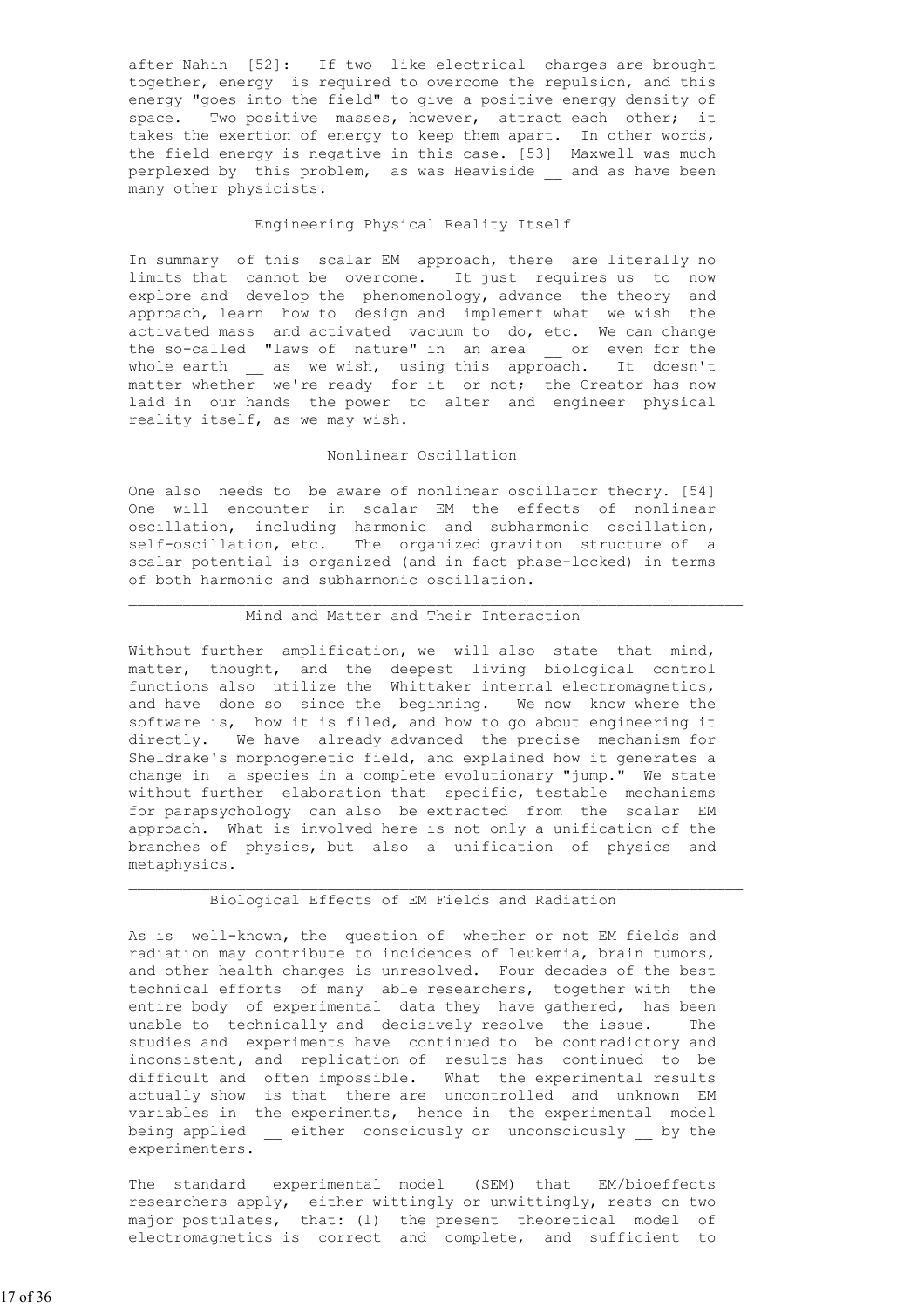after Nahin [52]: If two like electrical charges are brought together, energy is required to overcome the repulsion, and this energy "goes into the field" to give a positive energy density of space. Two positive masses, however, attract each other; it takes the exertion of energy to keep them apart. In other words, the field energy is negative in this case. [53] Maxwell was much perplexed by this problem, as was Heaviside __ and as have been many other physicists.

## Engineering Physical Reality Itself

In summary of this scalar EM approach, there are literally no limits that cannot be overcome. It just requires us to now explore and develop the phenomenology, advance the theory and approach, learn how to design and implement what we wish the activated mass and activated vacuum to do, etc. We can change the so-called "laws of nature" in an area __ or even for the whole earth __ as we wish, using this approach. It doesn't matter whether we're ready for it or not; the Creator has now laid in our hands the power to alter and engineer physical reality itself, as we may wish.

## Nonlinear Oscillation

One also needs to be aware of nonlinear oscillator theory. [54] One will encounter in scalar EM the effects of nonlinear oscillation, including harmonic and subharmonic oscillation, self-oscillation, etc. The organized graviton structure of a scalar potential is organized (and in fact phase-locked) in terms of both harmonic and subharmonic oscillation.

## Mind and Matter and Their Interaction

Without further amplification, we will also state that mind, matter, thought, and the deepest living biological control functions also utilize the Whittaker internal electromagnetics, and have done so since the beginning. We now know where the software is, how it is filed, and how to go about engineering it directly. We have already advanced the precise mechanism for Sheldrake's morphogenetic field, and explained how it generates a change in a species in a complete evolutionary "jump." We state without further elaboration that specific, testable mechanisms for parapsychology can also be extracted from the scalar EM approach. What is involved here is not only a unification of the branches of physics, but also a unification of physics and metaphysics.

## Biological Effects of EM Fields and Radiation

As is well-known, the question of whether or not EM fields and radiation may contribute to incidences of leukemia, brain tumors, and other health changes is unresolved. Four decades of the best technical efforts of many able researchers, together with the entire body of experimental data they have gathered, has been unable to technically and decisively resolve the issue. The studies and experiments have continued to be contradictory and inconsistent, and replication of results has continued to be difficult and often impossible. What the experimental results actually show is that there are uncontrolled and unknown EM variables in the experiments, hence in the experimental model being applied __ either consciously or unconsciously __ by the experimenters.

The standard experimental model (SEM) that EM/bioeffects researchers apply, either wittingly or unwittingly, rests on two major postulates, that: (1) the present theoretical model of electromagnetics is correct and complete, and sufficient to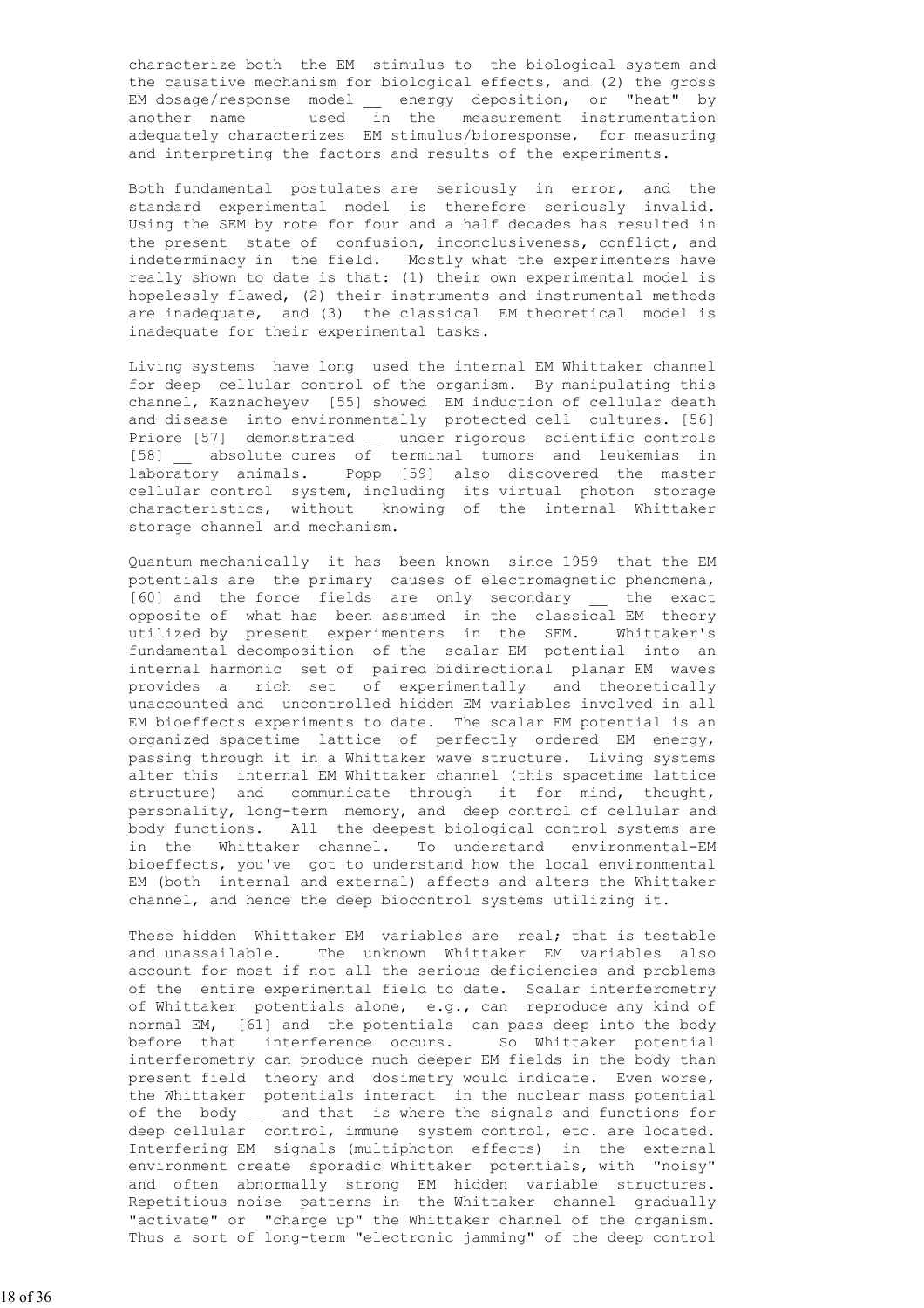characterize both the EM stimulus to the biological system and the causative mechanism for biological effects, and (2) the gross EM dosage/response model __ energy deposition, or "heat" by another name __ used in the measurement instrumentation adequately characterizes EM stimulus/bioresponse, for measuring and interpreting the factors and results of the experiments.

Both fundamental postulates are seriously in error, and the standard experimental model is therefore seriously invalid. Using the SEM by rote for four and a half decades has resulted in the present state of confusion, inconclusiveness, conflict, and indeterminacy in the field. Mostly what the experimenters have really shown to date is that: (1) their own experimental model is hopelessly flawed, (2) their instruments and instrumental methods are inadequate, and (3) the classical EM theoretical model is inadequate for their experimental tasks.

Living systems have long used the internal EM Whittaker channel for deep cellular control of the organism. By manipulating this channel, Kaznacheyev [55] showed EM induction of cellular death and disease into environmentally protected cell cultures. [56] Priore [57] demonstrated __ under rigorous scientific controls [58] __ absolute cures of terminal tumors and leukemias in laboratory animals. Popp [59] also discovered the master cellular control system, including its virtual photon storage characteristics, without knowing of the internal Whittaker storage channel and mechanism.

Quantum mechanically it has been known since 1959 that the EM potentials are the primary causes of electromagnetic phenomena, [60] and the force fields are only secondary __ the exact opposite of what has been assumed in the classical EM theory utilized by present experimenters in the SEM. Whittaker's fundamental decomposition of the scalar EM potential into an internal harmonic set of paired bidirectional planar EM waves provides a rich set of experimentally and theoretically unaccounted and uncontrolled hidden EM variables involved in all EM bioeffects experiments to date. The scalar EM potential is an organized spacetime lattice of perfectly ordered EM energy, passing through it in a Whittaker wave structure. Living systems alter this internal EM Whittaker channel (this spacetime lattice structure) and communicate through it for mind, thought, personality, long-term memory, and deep control of cellular and body functions. All the deepest biological control systems are in the Whittaker channel. To understand environmental-EM bioeffects, you've got to understand how the local environmental EM (both internal and external) affects and alters the Whittaker channel, and hence the deep biocontrol systems utilizing it.

These hidden Whittaker EM variables are real; that is testable and unassailable. The unknown Whittaker EM variables also account for most if not all the serious deficiencies and problems of the entire experimental field to date. Scalar interferometry of Whittaker potentials alone, e.g., can reproduce any kind of normal EM, [61] and the potentials can pass deep into the body before that interference occurs. So Whittaker potential interferometry can produce much deeper EM fields in the body than present field theory and dosimetry would indicate. Even worse, the Whittaker potentials interact in the nuclear mass potential of the body __ and that is where the signals and functions for deep cellular control, immune system control, etc. are located. Interfering EM signals (multiphoton effects) in the external environment create sporadic Whittaker potentials, with "noisy" and often abnormally strong EM hidden variable structures. Repetitious noise patterns in the Whittaker channel gradually "activate" or "charge up" the Whittaker channel of the organism. Thus a sort of long-term "electronic jamming" of the deep control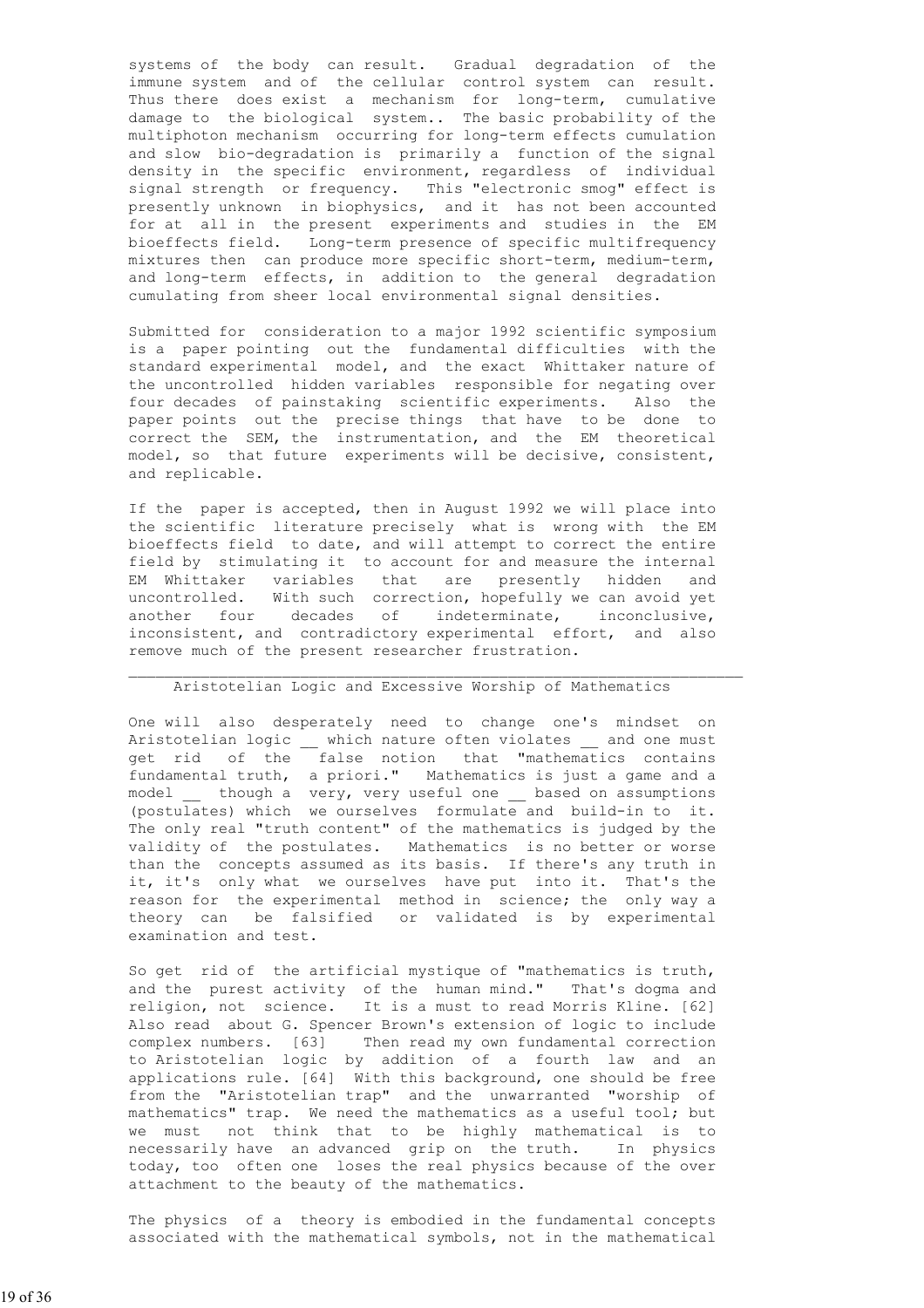systems of the body can result. Gradual degradation of the immune system and of the cellular control system can result. Thus there does exist a mechanism for long-term, cumulative damage to the biological system.. The basic probability of the multiphoton mechanism occurring for long-term effects cumulation and slow bio-degradation is primarily a function of the signal density in the specific environment, regardless of individual signal strength or frequency. This "electronic smog" effect is presently unknown in biophysics, and it has not been accounted for at all in the present experiments and studies in the EM bioeffects field. Long-term presence of specific multifrequency mixtures then can produce more specific short-term, medium-term, and long-term effects, in addition to the general degradation cumulating from sheer local environmental signal densities.

Submitted for consideration to a major 1992 scientific symposium is a paper pointing out the fundamental difficulties with the standard experimental model, and the exact Whittaker nature of the uncontrolled hidden variables responsible for negating over four decades of painstaking scientific experiments. Also the paper points out the precise things that have to be done to correct the SEM, the instrumentation, and the EM theoretical model, so that future experiments will be decisive, consistent, and replicable.

If the paper is accepted, then in August 1992 we will place into the scientific literature precisely what is wrong with the EM bioeffects field to date, and will attempt to correct the entire field by stimulating it to account for and measure the internal EM Whittaker variables that are presently hidden and uncontrolled. With such correction, hopefully we can avoid yet another four decades of indeterminate, inconclusive, inconsistent, and contradictory experimental effort, and also remove much of the present researcher frustration.

---

## Aristotelian Logic and Excessive Worship of Mathematics

One will also desperately need to change one's mindset on Aristotelian logic __ which nature often violates __ and one must get rid of the false notion that "mathematics contains fundamental truth, a priori." Mathematics is just a game and a model __ though a very, very useful one __ based on assumptions (postulates) which we ourselves formulate and build-in to it. The only real "truth content" of the mathematics is judged by the validity of the postulates. Mathematics is no better or worse than the concepts assumed as its basis. If there's any truth in it, it's only what we ourselves have put into it. That's the reason for the experimental method in science; the only way a theory can be falsified or validated is by experimental examination and test.

So get rid of the artificial mystique of "mathematics is truth, and the purest activity of the human mind." That's dogma and religion, not science. It is a must to read Morris Kline. [62] Also read about G. Spencer Brown's extension of logic to include complex numbers. [63] Then read my own fundamental correction to Aristotelian logic by addition of a fourth law and an applications rule. [64] With this background, one should be free from the "Aristotelian trap" and the unwarranted "worship of mathematics" trap. We need the mathematics as a useful tool; but we must not think that to be highly mathematical is to necessarily have an advanced grip on the truth. In physics today, too often one loses the real physics because of the over attachment to the beauty of the mathematics.

The physics of a theory is embodied in the fundamental concepts associated with the mathematical symbols, not in the mathematical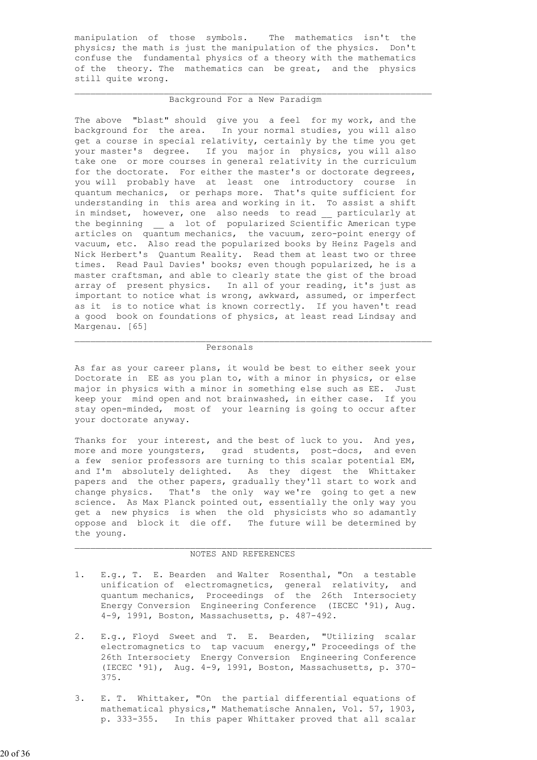manipulation of those symbols. The mathematics isn't the physics; the math is just the manipulation of the physics. Don't confuse the fundamental physics of a theory with the mathematics of the theory. The mathematics can be great, and the physics still quite wrong.

---

## Background For a New Paradigm

The above "blast" should give you a feel for my work, and the background for the area. In your normal studies, you will also get a course in special relativity, certainly by the time you get your master's degree. If you major in physics, you will also take one or more courses in general relativity in the curriculum for the doctorate. For either the master's or doctorate degrees, you will probably have at least one introductory course in quantum mechanics, or perhaps more. That's quite sufficient for understanding in this area and working in it. To assist a shift in mindset, however, one also needs to read __ particularly at the beginning __ a lot of popularized Scientific American type articles on quantum mechanics, the vacuum, zero-point energy of vacuum, etc. Also read the popularized books by Heinz Pagels and Nick Herbert's Quantum Reality. Read them at least two or three times. Read Paul Davies' books; even though popularized, he is a master craftsman, and able to clearly state the gist of the broad array of present physics. In all of your reading, it's just as important to notice what is wrong, awkward, assumed, or imperfect as it is to notice what is known correctly. If you haven't read a good book on foundations of physics, at least read Lindsay and Margenau. [65]

---

## Personals

As far as your career plans, it would be best to either seek your Doctorate in EE as you plan to, with a minor in physics, or else major in physics with a minor in something else such as EE. Just keep your mind open and not brainwashed, in either case. If you stay open-minded, most of your learning is going to occur after your doctorate anyway.

Thanks for your interest, and the best of luck to you. And yes, more and more youngsters, grad students, post-docs, and even a few senior professors are turning to this scalar potential EM, and I'm absolutely delighted. As they digest the Whittaker papers and the other papers, gradually they'll start to work and change physics. That's the only way we're going to get a new science. As Max Planck pointed out, essentially the only way you get a new physics is when the old physicists who so adamantly oppose and block it die off. The future will be determined by the young.

---

## NOTES AND REFERENCES

1. E.g., T. E. Bearden and Walter Rosenthal, "On a testable unification of electromagnetics, general relativity, and quantum mechanics, Proceedings of the 26th Intersociety Energy Conversion Engineering Conference (IECEC '91), Aug. 4-9, 1991, Boston, Massachusetts, p. 487-492.

2. E.g., Floyd Sweet and T. E. Bearden, "Utilizing scalar electromagnetics to tap vacuum energy," Proceedings of the 26th Intersociety Energy Conversion Engineering Conference (IECEC '91), Aug. 4-9, 1991, Boston, Massachusetts, p. 370-375.

3. E. T. Whittaker, "On the partial differential equations of mathematical physics," Mathematische Annalen, Vol. 57, 1903, p. 333-355. In this paper Whittaker proved that all scalar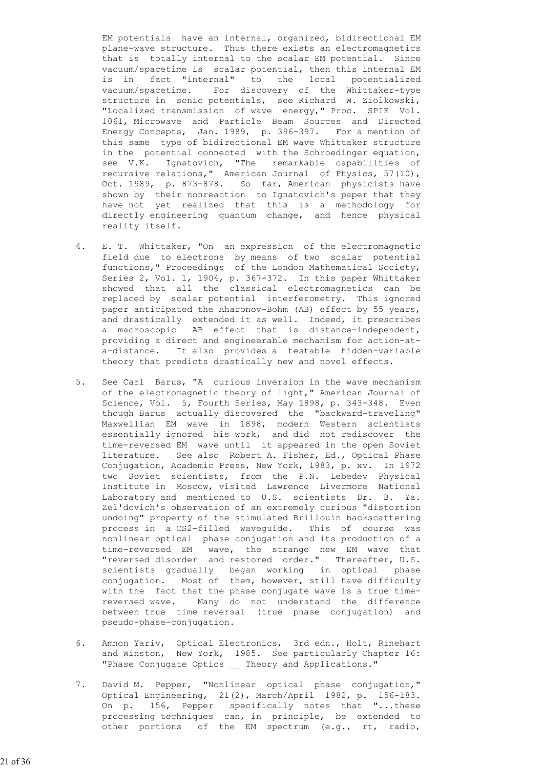EM potentials have an internal, organized, bidirectional EM plane-wave structure. Thus there exists an electromagnetics that is totally internal to the scalar EM potential. Since vacuum/spacetime is scalar potential, then this internal EM is in fact "internal" to the local potentialized vacuum/spacetime. For discovery of the Whittaker-type structure in sonic potentials, see Richard W. Ziolkowski, "Localized transmission of wave energy," Proc. SPIE Vol. 1061, Microwave and Particle Beam Sources and Directed Energy Concepts, Jan. 1989, p. 396-397. For a mention of this same type of bidirectional EM wave Whittaker structure in the potential connected with the Schroedinger equation, see V.K. Ignatovich, "The remarkable capabilities of recursive relations," American Journal of Physics, 57(10), Oct. 1989, p. 873-878. So far, American physicists have shown by their nonreaction to Ignatovich's paper that they have not yet realized that this is a methodology for directly engineering quantum change, and hence physical reality itself.

4. E. T. Whittaker, "On an expression of the electromagnetic field due to electrons by means of two scalar potential functions," Proceedings of the London Mathematical Society, Series 2, Vol. 1, 1904, p. 367-372. In this paper Whittaker showed that all the classical electromagnetics can be replaced by scalar potential interferometry. This ignored paper anticipated the Aharonov-Bohm (AB) effect by 55 years, and drastically extended it as well. Indeed, it prescribes a macroscopic AB effect that is distance-independent, providing a direct and engineerable mechanism for action-at-a-distance. It also provides a testable hidden-variable theory that predicts drastically new and novel effects.

5. See Carl Barus, "A curious inversion in the wave mechanism of the electromagnetic theory of light," American Journal of Science, Vol. 5, Fourth Series, May 1898, p. 343-348. Even though Barus actually discovered the "backward-traveling" Maxwellian EM wave in 1898, modern Western scientists essentially ignored his work, and did not rediscover the time-reversed EM wave until it appeared in the open Soviet literature. See also Robert A. Fisher, Ed., Optical Phase Conjugation, Academic Press, New York, 1983, p. xv. In 1972 two Soviet scientists, from the P.N. Lebedev Physical Institute in Moscow, visited Lawrence Livermore National Laboratory and mentioned to U.S. scientists Dr. B. Ya. Zel'dovich's observation of an extremely curious "distortion undoing" property of the stimulated Brillouin backscattering process in a $CS_2$-filled waveguide. This of course was nonlinear optical phase conjugation and its production of a time-reversed EM wave, the strange new EM wave that "reversed disorder and restored order." Thereafter, U.S. scientists gradually began working in optical phase conjugation. Most of them, however, still have difficulty with the fact that the phase conjugate wave is a true time-reversed wave. Many do not understand the difference between true time reversal (true phase conjugation) and pseudo-phase-conjugation.

6. Amnon Yariv, Optical Electronics, 3rd edn., Holt, Rinehart and Winston, New York, 1985. See particularly Chapter 16: "Phase Conjugate Optics __ Theory and Applications."

7. David M. Pepper, "Nonlinear optical phase conjugation," Optical Engineering, 21(2), March/April 1982, p. 156-183. On p. 156, Pepper specifically notes that "...these processing techniques can, in principle, be extended to other portions of the EM spectrum (e.g., rt, radio,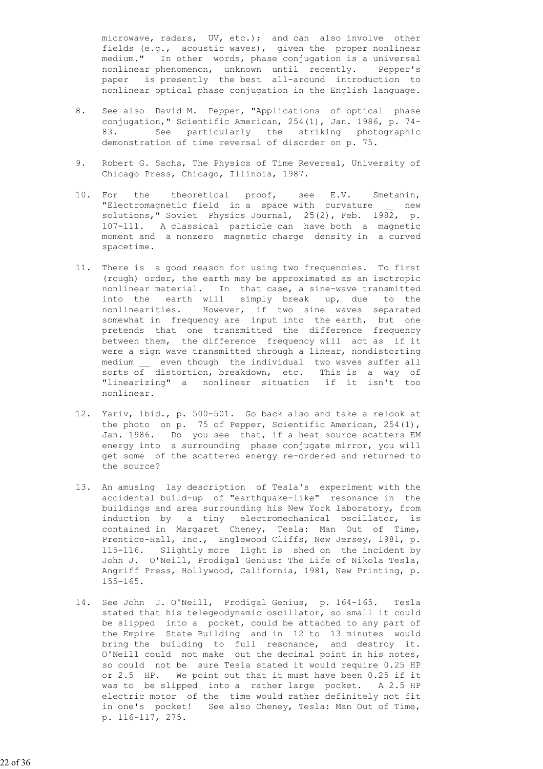microwave, radars, UV, etc.); and can also involve other fields (e.g., acoustic waves), given the proper nonlinear medium." In other words, phase conjugation is a universal nonlinear phenomenon, unknown until recently. Pepper's paper is presently the best all-around introduction to nonlinear optical phase conjugation in the English language.

8. See also David M. Pepper, "Applications of optical phase conjugation," Scientific American, 254(1), Jan. 1986, p. 74-83. See particularly the striking photographic demonstration of time reversal of disorder on p. 75.

9. Robert G. Sachs, The Physics of Time Reversal, University of Chicago Press, Chicago, Illinois, 1987.

10. For the theoretical proof, see E.V. Smetanin, "Electromagnetic field in a space with curvature __ new solutions," Soviet Physics Journal, 25(2), Feb. 1982, p. 107-111. A classical particle can have both a magnetic moment and a nonzero magnetic charge density in a curved spacetime.

11. There is a good reason for using two frequencies. To first (rough) order, the earth may be approximated as an isotropic nonlinear material. In that case, a sine-wave transmitted into the earth will simply break up, due to the nonlinearities. However, if two sine waves separated somewhat in frequency are input into the earth, but one pretends that one transmitted the difference frequency between them, the difference frequency will act as if it were a sign wave transmitted through a linear, nondistorting medium __ even though the individual two waves suffer all sorts of distortion, breakdown, etc. This is a way of "linearizing" a nonlinear situation if it isn't too nonlinear.

12. Yariv, ibid., p. 500-501. Go back also and take a relook at the photo on p. 75 of Pepper, Scientific American, 254(1), Jan. 1986. Do you see that, if a heat source scatters EM energy into a surrounding phase conjugate mirror, you will get some of the scattered energy re-ordered and returned to the source?

13. An amusing lay description of Tesla's experiment with the accidental build-up of "earthquake-like" resonance in the buildings and area surrounding his New York laboratory, from induction by a tiny electromechanical oscillator, is contained in Margaret Cheney, Tesla: Man Out of Time, Prentice-Hall, Inc., Englewood Cliffs, New Jersey, 1981, p. 115-116. Slightly more light is shed on the incident by John J. O'Neill, Prodigal Genius: The Life of Nikola Tesla, Angriff Press, Hollywood, California, 1981, New Printing, p. 155-165.

14. See John J. O'Neill, Prodigal Genius, p. 164-165. Tesla stated that his telegeodynamic oscillator, so small it could be slipped into a pocket, could be attached to any part of the Empire State Building and in 12 to 13 minutes would bring the building to full resonance, and destroy it. O'Neill could not make out the decimal point in his notes, so could not be sure Tesla stated it would require 0.25 HP or 2.5 HP. We point out that it must have been 0.25 if it was to be slipped into a rather large pocket. A 2.5 HP electric motor of the time would rather definitely not fit in one's pocket! See also Cheney, Tesla: Man Out of Time, p. 116-117, 275.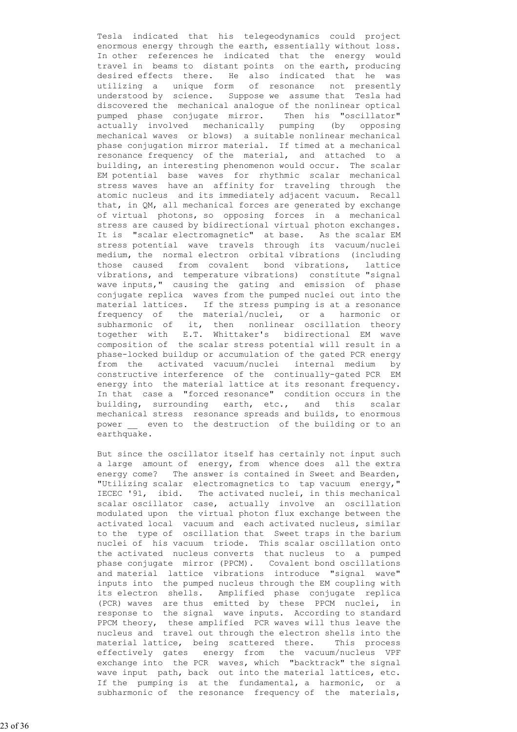Tesla indicated that his telegeodynamics could project enormous energy through the earth, essentially without loss. In other references he indicated that the energy would travel in beams to distant points on the earth, producing desired effects there. He also indicated that he was utilizing a unique form of resonance not presently understood by science. Suppose we assume that Tesla had discovered the mechanical analogue of the nonlinear optical pumped phase conjugate mirror. Then his "oscillator" actually involved mechanically pumping (by opposing mechanical waves or blows) a suitable nonlinear mechanical phase conjugation mirror material. If timed at a mechanical resonance frequency of the material, and attached to a building, an interesting phenomenon would occur. The scalar EM potential base waves for rhythmic scalar mechanical stress waves have an affinity for traveling through the atomic nucleus and its immediately adjacent vacuum. Recall that, in QM, all mechanical forces are generated by exchange of virtual photons, so opposing forces in a mechanical stress are caused by bidirectional virtual photon exchanges. It is "scalar electromagnetic" at base. As the scalar EM stress potential wave travels through its vacuum/nuclei medium, the normal electron orbital vibrations (including those caused from covalent bond vibrations, lattice vibrations, and temperature vibrations) constitute "signal wave inputs," causing the gating and emission of phase conjugate replica waves from the pumped nuclei out into the material lattices. If the stress pumping is at a resonance frequency of the material/nuclei, or a harmonic or subharmonic of it, then nonlinear oscillation theory together with E.T. Whittaker's bidirectional EM wave composition of the scalar stress potential will result in a phase-locked buildup or accumulation of the gated PCR energy from the activated vacuum/nuclei internal medium by constructive interference of the continually-gated PCR EM energy into the material lattice at its resonant frequency. In that case a "forced resonance" condition occurs in the building, surrounding earth, etc., and this scalar mechanical stress resonance spreads and builds, to enormous power __ even to the destruction of the building or to an earthquake.

But since the oscillator itself has certainly not input such a large amount of energy, from whence does all the extra energy come? The answer is contained in Sweet and Bearden, "Utilizing scalar electromagnetics to tap vacuum energy," IECEC '91, ibid. The activated nuclei, in this mechanical scalar oscillator case, actually involve an oscillation modulated upon the virtual photon flux exchange between the activated local vacuum and each activated nucleus, similar to the type of oscillation that Sweet traps in the barium nuclei of his vacuum triode. This scalar oscillation onto the activated nucleus converts that nucleus to a pumped phase conjugate mirror (PPCM). Covalent bond oscillations and material lattice vibrations introduce "signal wave" inputs into the pumped nucleus through the EM coupling with its electron shells. Amplified phase conjugate replica (PCR) waves are thus emitted by these PPCM nuclei, in response to the signal wave inputs. According to standard PPCM theory, these amplified PCR waves will thus leave the nucleus and travel out through the electron shells into the material lattice, being scattered there. This process effectively gates energy from the vacuum/nucleus VPF exchange into the PCR waves, which "backtrack" the signal wave input path, back out into the material lattices, etc. If the pumping is at the fundamental, a harmonic, or a subharmonic of the resonance frequency of the materials,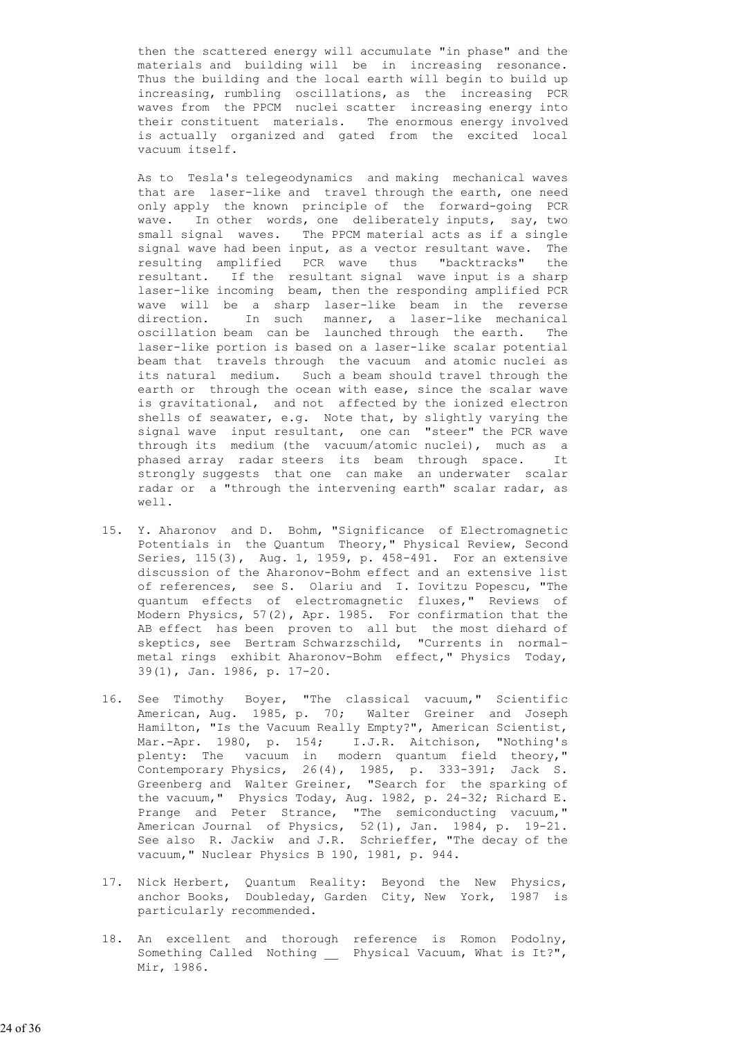then the scattered energy will accumulate "in phase" and the materials and building will be in increasing resonance. Thus the building and the local earth will begin to build up increasing, rumbling oscillations, as the increasing PCR waves from the PPCM nuclei scatter increasing energy into their constituent materials. The enormous energy involved is actually organized and gated from the excited local vacuum itself.

As to Tesla's telegeodynamics and making mechanical waves that are laser-like and travel through the earth, one need only apply the known principle of the forward-going PCR wave. In other words, one deliberately inputs, say, two small signal waves. The PPCM material acts as if a single signal wave had been input, as a vector resultant wave. The resulting amplified PCR wave thus "backtracks" the resultant. If the resultant signal wave input is a sharp laser-like incoming beam, then the responding amplified PCR wave will be a sharp laser-like beam in the reverse direction. In such manner, a laser-like mechanical oscillation beam can be launched through the earth. The laser-like portion is based on a laser-like scalar potential beam that travels through the vacuum and atomic nuclei as its natural medium. Such a beam should travel through the earth or through the ocean with ease, since the scalar wave is gravitational, and not affected by the ionized electron shells of seawater, e.g. Note that, by slightly varying the signal wave input resultant, one can "steer" the PCR wave through its medium (the vacuum/atomic nuclei), much as a phased array radar steers its beam through space. It strongly suggests that one can make an underwater scalar radar or a "through the intervening earth" scalar radar, as well.

15. Y. Aharonov and D. Bohm, "Significance of Electromagnetic Potentials in the Quantum Theory," Physical Review, Second Series, 115(3), Aug. 1, 1959, p. 458-491. For an extensive discussion of the Aharonov-Bohm effect and an extensive list of references, see S. Olariu and I. Iovitzu Popescu, "The quantum effects of electromagnetic fluxes," Reviews of Modern Physics, 57(2), Apr. 1985. For confirmation that the AB effect has been proven to all but the most diehard of skeptics, see Bertram Schwarzschild, "Currents in normal-metal rings exhibit Aharonov-Bohm effect," Physics Today, 39(1), Jan. 1986, p. 17-20.

16. See Timothy Boyer, "The classical vacuum," Scientific American, Aug. 1985, p. 70; Walter Greiner and Joseph Hamilton, "Is the Vacuum Really Empty?", American Scientist, Mar.-Apr. 1980, p. 154; I.J.R. Aitchison, "Nothing's plenty: The vacuum in modern quantum field theory," Contemporary Physics, 26(4), 1985, p. 333-391; Jack S. Greenberg and Walter Greiner, "Search for the sparking of the vacuum," Physics Today, Aug. 1982, p. 24-32; Richard E. Prange and Peter Strance, "The semiconducting vacuum," American Journal of Physics, 52(1), Jan. 1984, p. 19-21. See also R. Jackiw and J.R. Schrieffer, "The decay of the vacuum," Nuclear Physics B 190, 1981, p. 944.

17. Nick Herbert, Quantum Reality: Beyond the New Physics, anchor Books, Doubleday, Garden City, New York, 1987 is particularly recommended.

18. An excellent and thorough reference is Romon Podolny, Something Called Nothing __ Physical Vacuum, What is It?", Mir, 1986.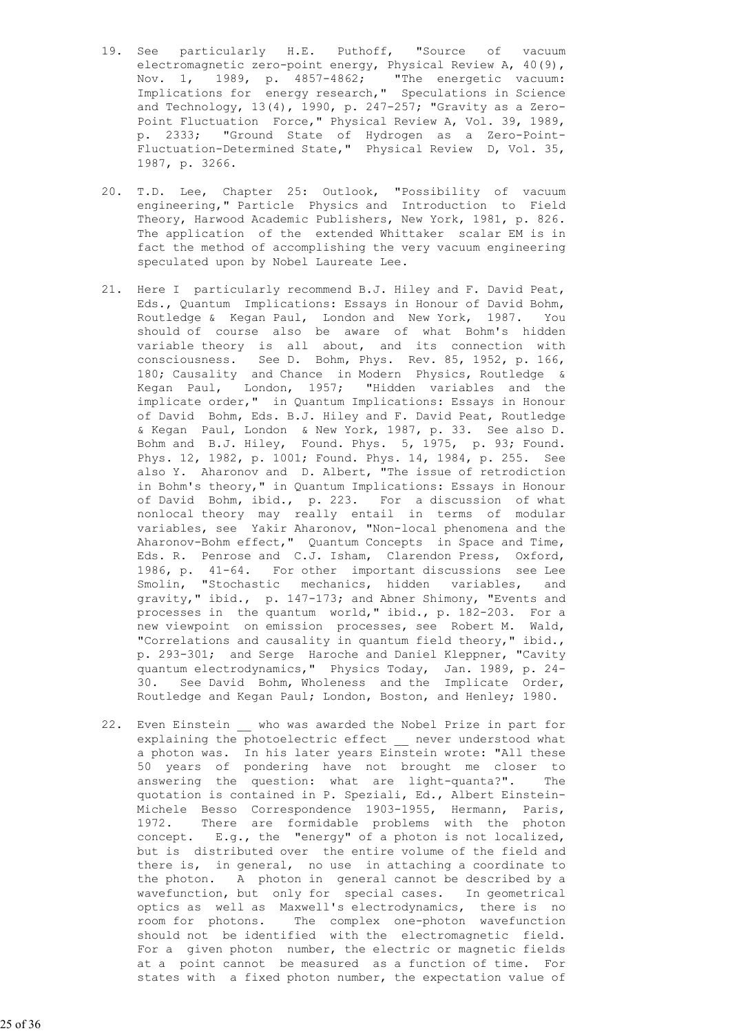19. See particularly H.E. Puthoff, "Source of vacuum electromagnetic zero-point energy, Physical Review A, 40(9), Nov. 1, 1989, p. 4857-4862; "The energetic vacuum: Implications for energy research," Speculations in Science and Technology, 13(4), 1990, p. 247-257; "Gravity as a Zero-Point Fluctuation Force," Physical Review A, Vol. 39, 1989, p. 2333; "Ground State of Hydrogen as a Zero-Point-Fluctuation-Determined State," Physical Review D, Vol. 35, 1987, p. 3266.

20. T.D. Lee, Chapter 25: Outlook, "Possibility of vacuum engineering," Particle Physics and Introduction to Field Theory, Harwood Academic Publishers, New York, 1981, p. 826. The application of the extended Whittaker scalar EM is in fact the method of accomplishing the very vacuum engineering speculated upon by Nobel Laureate Lee.

21. Here I particularly recommend B.J. Hiley and F. David Peat, Eds., Quantum Implications: Essays in Honour of David Bohm, Routledge & Kegan Paul, London and New York, 1987. You should of course also be aware of what Bohm's hidden variable theory is all about, and its connection with consciousness. See D. Bohm, Phys. Rev. 85, 1952, p. 166, 180; Causality and Chance in Modern Physics, Routledge & Kegan Paul, London, 1957; "Hidden variables and the implicate order," in Quantum Implications: Essays in Honour of David Bohm, Eds. B.J. Hiley and F. David Peat, Routledge & Kegan Paul, London & New York, 1987, p. 33. See also D. Bohm and B.J. Hiley, Found. Phys. 5, 1975, p. 93; Found. Phys. 12, 1982, p. 1001; Found. Phys. 14, 1984, p. 255. See also Y. Aharonov and D. Albert, "The issue of retrodiction in Bohm's theory," in Quantum Implications: Essays in Honour of David Bohm, ibid., p. 223. For a discussion of what nonlocal theory may really entail in terms of modular variables, see Yakir Aharonov, "Non-local phenomena and the Aharonov-Bohm effect," Quantum Concepts in Space and Time, Eds. R. Penrose and C.J. Isham, Clarendon Press, Oxford, 1986, p. 41-64. For other important discussions see Lee Smolin, "Stochastic mechanics, hidden variables, and gravity," ibid., p. 147-173; and Abner Shimony, "Events and processes in the quantum world," ibid., p. 182-203. For a new viewpoint on emission processes, see Robert M. Wald, "Correlations and causality in quantum field theory," ibid., p. 293-301; and Serge Haroche and Daniel Kleppner, "Cavity quantum electrodynamics," Physics Today, Jan. 1989, p. 24-30. See David Bohm, Wholeness and the Implicate Order, Routledge and Kegan Paul; London, Boston, and Henley; 1980.

22. Even Einstein __ who was awarded the Nobel Prize in part for explaining the photoelectric effect __ never understood what a photon was. In his later years Einstein wrote: "All these 50 years of pondering have not brought me closer to answering the question: what are light-quanta?". The quotation is contained in P. Speziali, Ed., Albert Einstein-Michele Besso Correspondence 1903-1955, Hermann, Paris, 1972. There are formidable problems with the photon concept. E.g., the "energy" of a photon is not localized, but is distributed over the entire volume of the field and there is, in general, no use in attaching a coordinate to the photon. A photon in general cannot be described by a wavefunction, but only for special cases. In geometrical optics as well as Maxwell's electrodynamics, there is no room for photons. The complex one-photon wavefunction should not be identified with the electromagnetic field. For a given photon number, the electric or magnetic fields at a point cannot be measured as a function of time. For states with a fixed photon number, the expectation value of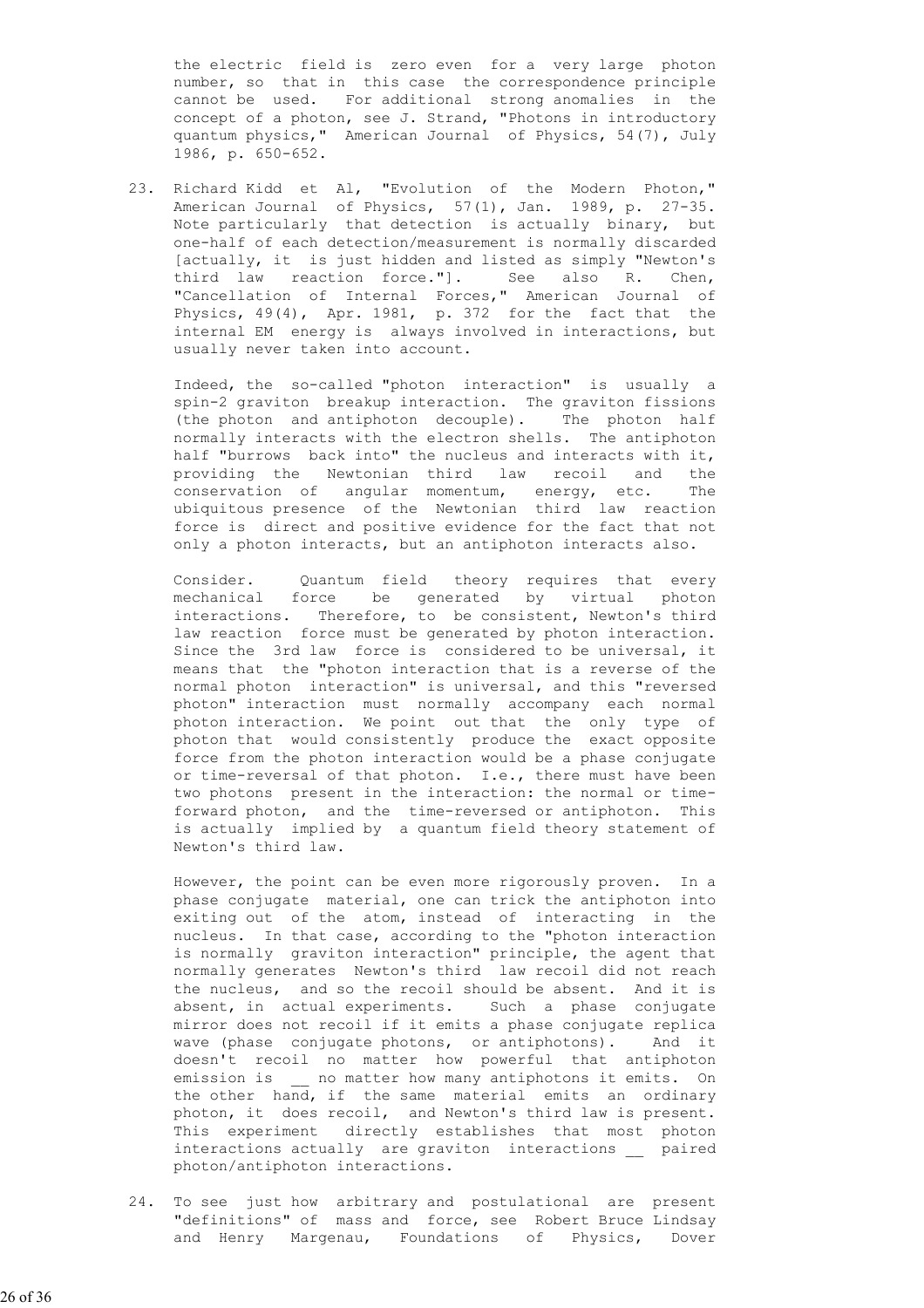the electric field is zero even for a very large photon number, so that in this case the correspondence principle cannot be used. For additional strong anomalies in the concept of a photon, see J. Strand, "Photons in introductory quantum physics," American Journal of Physics, 54(7), July 1986, p. 650-652.

23. Richard Kidd et Al, "Evolution of the Modern Photon," American Journal of Physics, 57(1), Jan. 1989, p. 27-35. Note particularly that detection is actually binary, but one-half of each detection/measurement is normally discarded [actually, it is just hidden and listed as simply "Newton's third law reaction force."]. See also R. Chen, "Cancellation of Internal Forces," American Journal of Physics, 49(4), Apr. 1981, p. 372 for the fact that the internal EM energy is always involved in interactions, but usually never taken into account.

    Indeed, the so-called "photon interaction" is usually a spin-2 graviton breakup interaction. The graviton fissions (the photon and antiphoton decouple). The photon half normally interacts with the electron shells. The antiphoton half "burrows back into" the nucleus and interacts with it, providing the Newtonian third law recoil and the conservation of angular momentum, energy, etc. The ubiquitous presence of the Newtonian third law reaction force is direct and positive evidence for the fact that not only a photon interacts, but an antiphoton interacts also.

    Consider. Quantum field theory requires that every mechanical force be generated by virtual photon interactions. Therefore, to be consistent, Newton's third law reaction force must be generated by photon interaction. Since the 3rd law force is considered to be universal, it means that the "photon interaction that is a reverse of the normal photon interaction" is universal, and this "reversed photon" interaction must normally accompany each normal photon interaction. We point out that the only type of photon that would consistently produce the exact opposite force from the photon interaction would be a phase conjugate or time-reversal of that photon. I.e., there must have been two photons present in the interaction: the normal or time-forward photon, and the time-reversed or antiphoton. This is actually implied by a quantum field theory statement of Newton's third law.

    However, the point can be even more rigorously proven. In a phase conjugate material, one can trick the antiphoton into exiting out of the atom, instead of interacting in the nucleus. In that case, according to the "photon interaction is normally graviton interaction" principle, the agent that normally generates Newton's third law recoil did not reach the nucleus, and so the recoil should be absent. And it is absent, in actual experiments. Such a phase conjugate mirror does not recoil if it emits a phase conjugate replica wave (phase conjugate photons, or antiphotons). And it doesn't recoil no matter how powerful that antiphoton emission is __ no matter how many antiphotons it emits. On the other hand, if the same material emits an ordinary photon, it does recoil, and Newton's third law is present. This experiment directly establishes that most photon interactions actually are graviton interactions __ paired photon/antiphoton interactions.

24. To see just how arbitrary and postulational are present "definitions" of mass and force, see Robert Bruce Lindsay and Henry Margenau, Foundations of Physics, Dover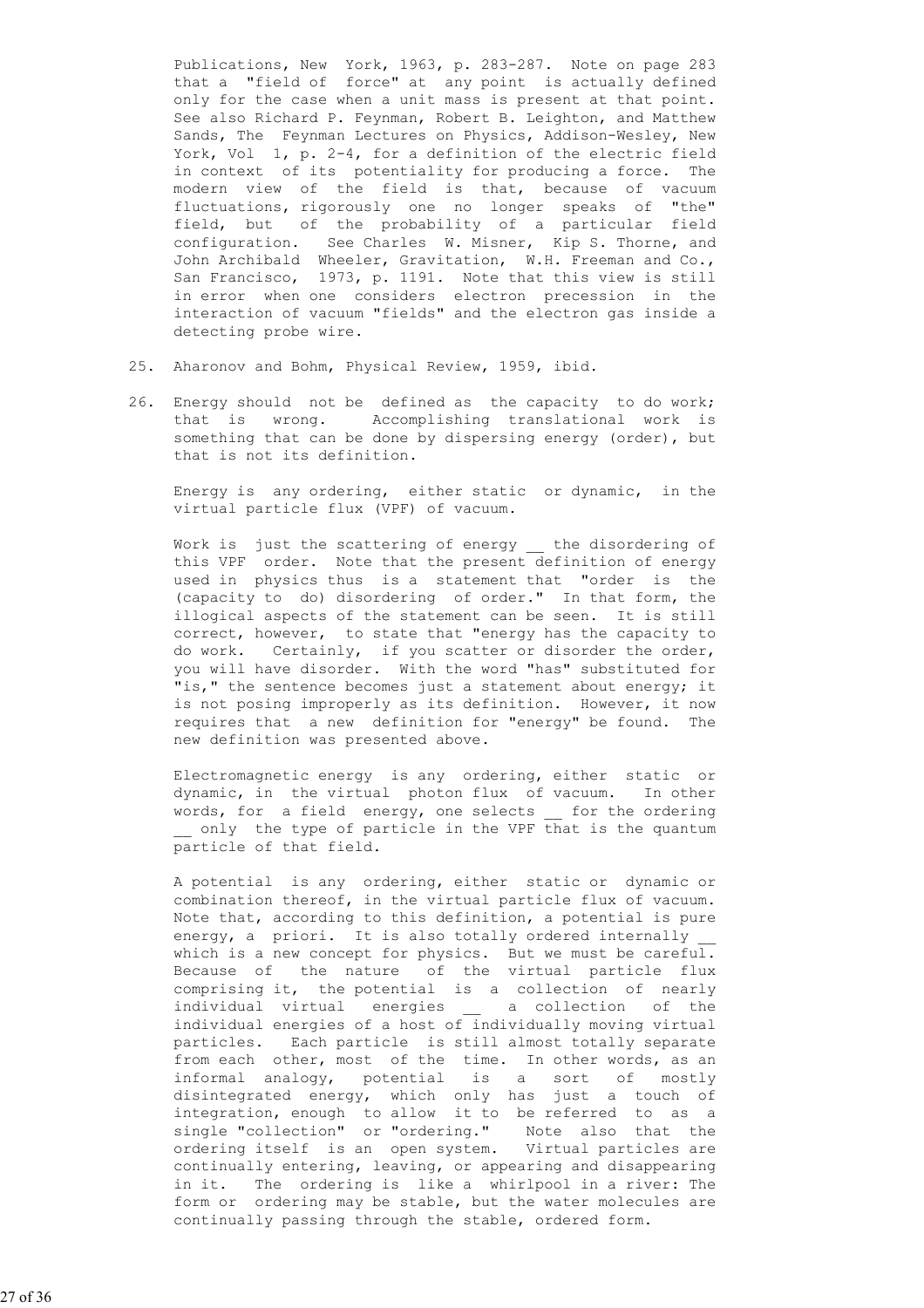Publications, New York, 1963, p. 283-287. Note on page 283 that a "field of force" at any point is actually defined only for the case when a unit mass is present at that point. See also Richard P. Feynman, Robert B. Leighton, and Matthew Sands, The Feynman Lectures on Physics, Addison-Wesley, New York, Vol 1, p. 2-4, for a definition of the electric field in context of its potentiality for producing a force. The modern view of the field is that, because of vacuum fluctuations, rigorously one no longer speaks of "the" field, but of the probability of a particular field configuration. See Charles W. Misner, Kip S. Thorne, and John Archibald Wheeler, Gravitation, W.H. Freeman and Co., San Francisco, 1973, p. 1191. Note that this view is still in error when one considers electron precession in the interaction of vacuum "fields" and the electron gas inside a detecting probe wire.

25. Aharonov and Bohm, Physical Review, 1959, ibid.

26. Energy should not be defined as the capacity to do work; that is wrong. Accomplishing translational work is something that can be done by dispersing energy (order), but that is not its definition.

    Energy is any ordering, either static or dynamic, in the virtual particle flux (VPF) of vacuum.

    Work is just the scattering of energy __ the disordering of this VPF order. Note that the present definition of energy used in physics thus is a statement that "order is the (capacity to do) disordering of order." In that form, the illogical aspects of the statement can be seen. It is still correct, however, to state that "energy has the capacity to do work. Certainly, if you scatter or disorder the order, you will have disorder. With the word "has" substituted for "is," the sentence becomes just a statement about energy; it is not posing improperly as its definition. However, it now requires that a new definition for "energy" be found. The new definition was presented above.

    Electromagnetic energy is any ordering, either static or dynamic, in the virtual photon flux of vacuum. In other words, for a field energy, one selects __ for the ordering __ only the type of particle in the VPF that is the quantum particle of that field.

    A potential is any ordering, either static or dynamic or combination thereof, in the virtual particle flux of vacuum. Note that, according to this definition, a potential is pure energy, a priori. It is also totally ordered internally __ which is a new concept for physics. But we must be careful. Because of the nature of the virtual particle flux comprising it, the potential is a collection of nearly individual virtual energies __ a collection of the individual energies of a host of individually moving virtual particles. Each particle is still almost totally separate from each other, most of the time. In other words, as an informal analogy, potential is a sort of mostly disintegrated energy, which only has just a touch of integration, enough to allow it to be referred to as a single "collection" or "ordering." Note also that the ordering itself is an open system. Virtual particles are continually entering, leaving, or appearing and disappearing in it. The ordering is like a whirlpool in a river: The form or ordering may be stable, but the water molecules are continually passing through the stable, ordered form.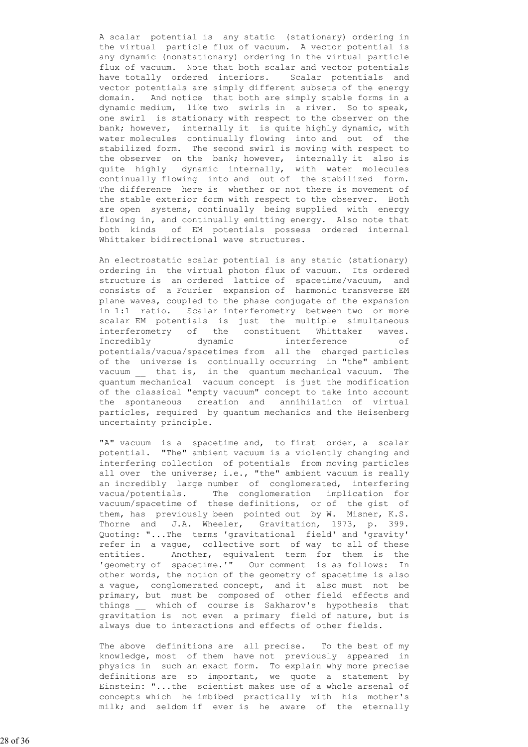A scalar potential is any static (stationary) ordering in the virtual particle flux of vacuum. A vector potential is any dynamic (nonstationary) ordering in the virtual particle flux of vacuum. Note that both scalar and vector potentials have totally ordered interiors. Scalar potentials and vector potentials are simply different subsets of the energy domain. And notice that both are simply stable forms in a dynamic medium, like two swirls in a river. So to speak, one swirl is stationary with respect to the observer on the bank; however, internally it is quite highly dynamic, with water molecules continually flowing into and out of the stabilized form. The second swirl is moving with respect to the observer on the bank; however, internally it also is quite highly dynamic internally, with water molecules continually flowing into and out of the stabilized form. The difference here is whether or not there is movement of the stable exterior form with respect to the observer. Both are open systems, continually being supplied with energy flowing in, and continually emitting energy. Also note that both kinds of EM potentials possess ordered internal Whittaker bidirectional wave structures.

An electrostatic scalar potential is any static (stationary) ordering in the virtual photon flux of vacuum. Its ordered structure is an ordered lattice of spacetime/vacuum, and consists of a Fourier expansion of harmonic transverse EM plane waves, coupled to the phase conjugate of the expansion in 1:1 ratio. Scalar interferometry between two or more scalar EM potentials is just the multiple simultaneous interferometry of the constituent Whittaker waves. Incredibly dynamic interference of potentials/vacua/spacetimes from all the charged particles of the universe is continually occurring in "the" ambient vacuum __ that is, in the quantum mechanical vacuum. The quantum mechanical vacuum concept is just the modification of the classical "empty vacuum" concept to take into account the spontaneous creation and annihilation of virtual particles, required by quantum mechanics and the Heisenberg uncertainty principle.

"A" vacuum is a spacetime and, to first order, a scalar potential. "The" ambient vacuum is a violently changing and interfering collection of potentials from moving particles all over the universe; i.e., "the" ambient vacuum is really an incredibly large number of conglomerated, interfering vacua/potentials. The conglomeration implication for vacuum/spacetime of these definitions, or of the gist of them, has previously been pointed out by W. Misner, K.S. Thorne and J.A. Wheeler, Gravitation, 1973, p. 399. Quoting: "...The terms 'gravitational field' and 'gravity' refer in a vague, collective sort of way to all of these entities. Another, equivalent term for them is the 'geometry of spacetime.'" Our comment is as follows: In other words, the notion of the geometry of spacetime is also a vague, conglomerated concept, and it also must not be primary, but must be composed of other field effects and things __ which of course is Sakharov's hypothesis that gravitation is not even a primary field of nature, but is always due to interactions and effects of other fields.

The above definitions are all precise. To the best of my knowledge, most of them have not previously appeared in physics in such an exact form. To explain why more precise definitions are so important, we quote a statement by Einstein: "...the scientist makes use of a whole arsenal of concepts which he imbibed practically with his mother's milk; and seldom if ever is he aware of the eternally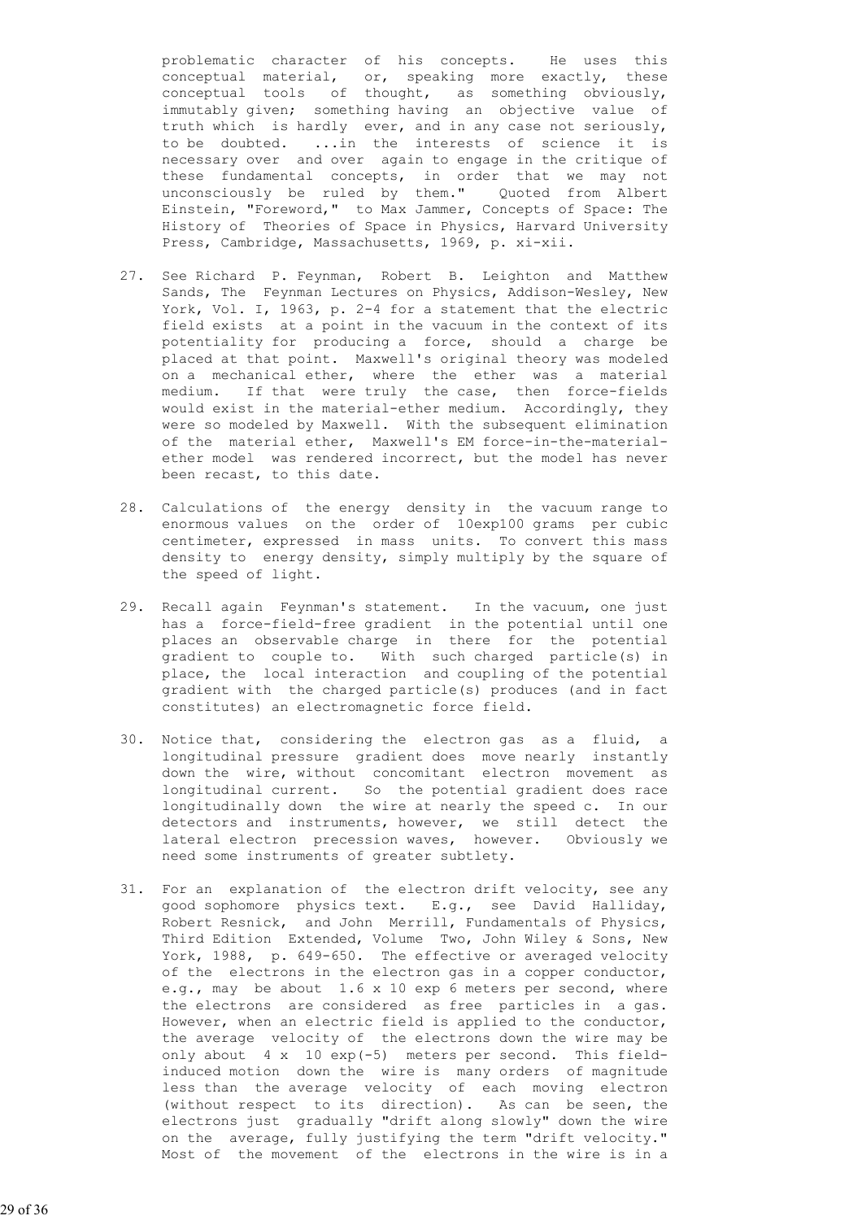problematic character of his concepts. He uses this conceptual material, or, speaking more exactly, these conceptual tools of thought, as something obviously, immutably given; something having an objective value of truth which is hardly ever, and in any case not seriously, to be doubted. ...in the interests of science it is necessary over and over again to engage in the critique of these fundamental concepts, in order that we may not unconsciously be ruled by them." Quoted from Albert Einstein, "Foreword," to Max Jammer, Concepts of Space: The History of Theories of Space in Physics, Harvard University Press, Cambridge, Massachusetts, 1969, p. xi-xii.

27. See Richard P. Feynman, Robert B. Leighton and Matthew Sands, The Feynman Lectures on Physics, Addison-Wesley, New York, Vol. I, 1963, p. 2-4 for a statement that the electric field exists at a point in the vacuum in the context of its potentiality for producing a force, should a charge be placed at that point. Maxwell's original theory was modeled on a mechanical ether, where the ether was a material medium. If that were truly the case, then force-fields would exist in the material-ether medium. Accordingly, they were so modeled by Maxwell. With the subsequent elimination of the material ether, Maxwell's EM force-in-the-material-ether model was rendered incorrect, but the model has never been recast, to this date.

28. Calculations of the energy density in the vacuum range to enormous values on the order of 10exp100 grams per cubic centimeter, expressed in mass units. To convert this mass density to energy density, simply multiply by the square of the speed of light.

29. Recall again Feynman's statement. In the vacuum, one just has a force-field-free gradient in the potential until one places an observable charge in there for the potential gradient to couple to. With such charged particle(s) in place, the local interaction and coupling of the potential gradient with the charged particle(s) produces (and in fact constitutes) an electromagnetic force field.

30. Notice that, considering the electron gas as a fluid, a longitudinal pressure gradient does move nearly instantly down the wire, without concomitant electron movement as longitudinal current. So the potential gradient does race longitudinally down the wire at nearly the speed c. In our detectors and instruments, however, we still detect the lateral electron precession waves, however. Obviously we need some instruments of greater subtlety.

31. For an explanation of the electron drift velocity, see any good sophomore physics text. E.g., see David Halliday, Robert Resnick, and John Merrill, Fundamentals of Physics, Third Edition Extended, Volume Two, John Wiley & Sons, New York, 1988, p. 649-650. The effective or averaged velocity of the electrons in the electron gas in a copper conductor, e.g., may be about 1.6 x 10 exp 6 meters per second, where the electrons are considered as free particles in a gas. However, when an electric field is applied to the conductor, the average velocity of the electrons down the wire may be only about 4 x 10 exp(-5) meters per second. This field-induced motion down the wire is many orders of magnitude less than the average velocity of each moving electron (without respect to its direction). As can be seen, the electrons just gradually "drift along slowly" down the wire on the average, fully justifying the term "drift velocity." Most of the movement of the electrons in the wire is in a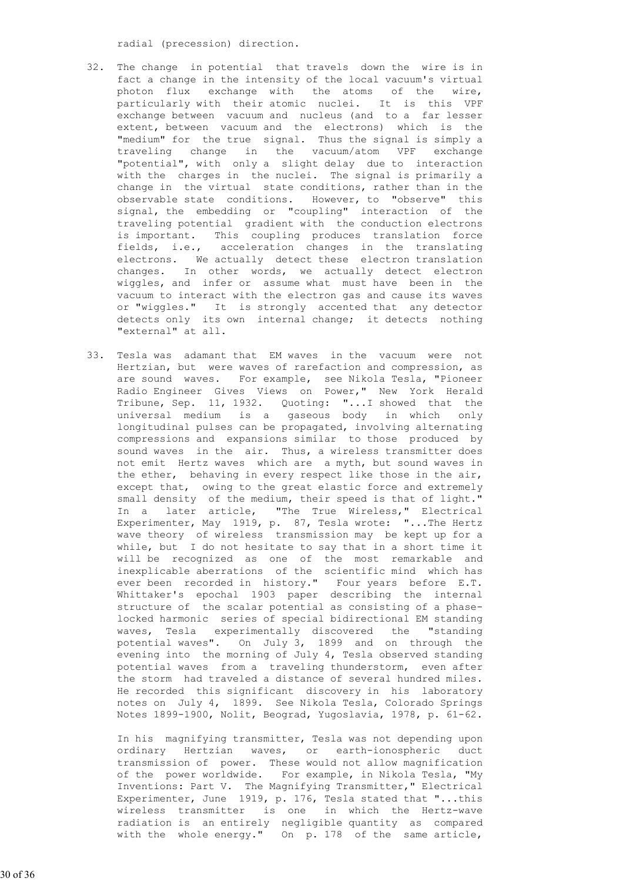radial (precession) direction.

32. The change in potential that travels down the wire is in fact a change in the intensity of the local vacuum's virtual photon flux exchange with the atoms of the wire, particularly with their atomic nuclei. It is this VPF exchange between vacuum and nucleus (and to a far lesser extent, between vacuum and the electrons) which is the "medium" for the true signal. Thus the signal is simply a traveling change in the vacuum/atom VPF exchange "potential", with only a slight delay due to interaction with the charges in the nuclei. The signal is primarily a change in the virtual state conditions, rather than in the observable state conditions. However, to "observe" this signal, the embedding or "coupling" interaction of the traveling potential gradient with the conduction electrons is important. This coupling produces translation force fields, i.e., acceleration changes in the translating electrons. We actually detect these electron translation changes. In other words, we actually detect electron wiggles, and infer or assume what must have been in the vacuum to interact with the electron gas and cause its waves or "wiggles." It is strongly accented that any detector detects only its own internal change; it detects nothing "external" at all.

33. Tesla was adamant that EM waves in the vacuum were not Hertzian, but were waves of rarefaction and compression, as are sound waves. For example, see Nikola Tesla, "Pioneer Radio Engineer Gives Views on Power," New York Herald Tribune, Sep. 11, 1932. Quoting: "...I showed that the universal medium is a gaseous body in which only longitudinal pulses can be propagated, involving alternating compressions and expansions similar to those produced by sound waves in the air. Thus, a wireless transmitter does not emit Hertz waves which are a myth, but sound waves in the ether, behaving in every respect like those in the air, except that, owing to the great elastic force and extremely small density of the medium, their speed is that of light." In a later article, "The True Wireless," Electrical Experimenter, May 1919, p. 87, Tesla wrote: "...The Hertz wave theory of wireless transmission may be kept up for a while, but I do not hesitate to say that in a short time it will be recognized as one of the most remarkable and inexplicable aberrations of the scientific mind which has ever been recorded in history." Four years before E.T. Whittaker's epochal 1903 paper describing the internal structure of the scalar potential as consisting of a phase-locked harmonic series of special bidirectional EM standing waves, Tesla experimentally discovered the "standing potential waves". On July 3, 1899 and on through the evening into the morning of July 4, Tesla observed standing potential waves from a traveling thunderstorm, even after the storm had traveled a distance of several hundred miles. He recorded this significant discovery in his laboratory notes on July 4, 1899. See Nikola Tesla, Colorado Springs Notes 1899-1900, Nolit, Beograd, Yugoslavia, 1978, p. 61-62.

    In his magnifying transmitter, Tesla was not depending upon ordinary Hertzian waves, or earth-ionospheric duct transmission of power. These would not allow magnification of the power worldwide. For example, in Nikola Tesla, "My Inventions: Part V. The Magnifying Transmitter," Electrical Experimenter, June 1919, p. 176, Tesla stated that "...this wireless transmitter is one in which the Hertz-wave radiation is an entirely negligible quantity as compared with the whole energy." On p. 178 of the same article,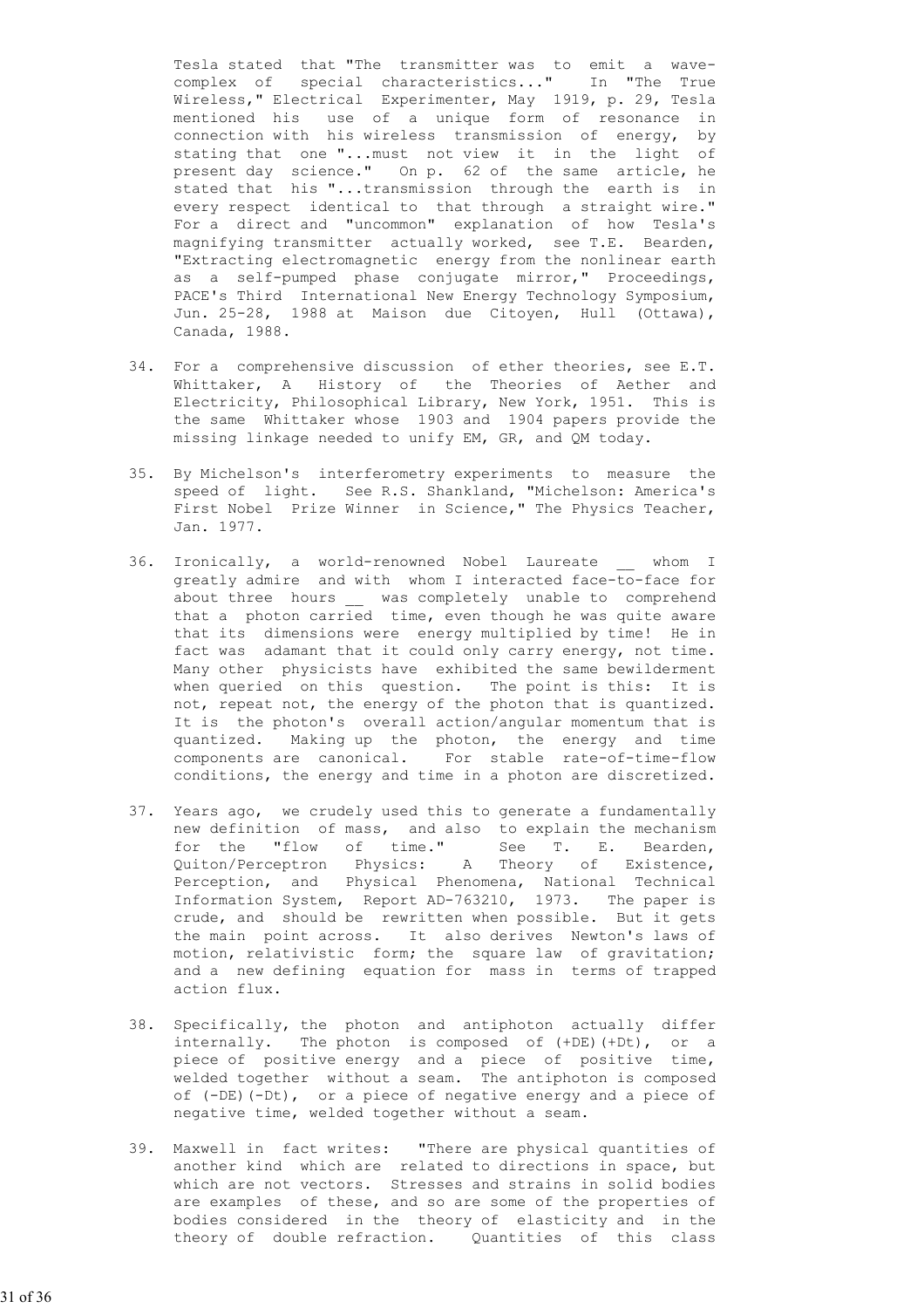Tesla stated that "The transmitter was to emit a wave-complex of special characteristics..." In "The True Wireless," Electrical Experimenter, May 1919, p. 29, Tesla mentioned his use of a unique form of resonance in connection with his wireless transmission of energy, by stating that one "...must not view it in the light of present day science." On p. 62 of the same article, he stated that his "...transmission through the earth is in every respect identical to that through a straight wire." For a direct and "uncommon" explanation of how Tesla's magnifying transmitter actually worked, see T.E. Bearden, "Extracting electromagnetic energy from the nonlinear earth as a self-pumped phase conjugate mirror," Proceedings, PACE's Third International New Energy Technology Symposium, Jun. 25-28, 1988 at Maison due Citoyen, Hull (Ottawa), Canada, 1988.

34. For a comprehensive discussion of ether theories, see E.T. Whittaker, A History of the Theories of Aether and Electricity, Philosophical Library, New York, 1951. This is the same Whittaker whose 1903 and 1904 papers provide the missing linkage needed to unify EM, GR, and QM today.

35. By Michelson's interferometry experiments to measure the speed of light. See R.S. Shankland, "Michelson: America's First Nobel Prize Winner in Science," The Physics Teacher, Jan. 1977.

36. Ironically, a world-renowned Nobel Laureate __ whom I greatly admire and with whom I interacted face-to-face for about three hours __ was completely unable to comprehend that a photon carried time, even though he was quite aware that its dimensions were energy multiplied by time! He in fact was adamant that it could only carry energy, not time. Many other physicists have exhibited the same bewilderment when queried on this question. The point is this: It is not, repeat not, the energy of the photon that is quantized. It is the photon's overall action/angular momentum that is quantized. Making up the photon, the energy and time components are canonical. For stable rate-of-time-flow conditions, the energy and time in a photon are discretized.

37. Years ago, we crudely used this to generate a fundamentally new definition of mass, and also to explain the mechanism for the "flow of time." See T. E. Bearden, Quiton/Perceptron Physics: A Theory of Existence, Perception, and Physical Phenomena, National Technical Information System, Report AD-763210, 1973. The paper is crude, and should be rewritten when possible. But it gets the main point across. It also derives Newton's laws of motion, relativistic form; the square law of gravitation; and a new defining equation for mass in terms of trapped action flux.

38. Specifically, the photon and antiphoton actually differ internally. The photon is composed of (+DE)(+Dt), or a piece of positive energy and a piece of positive time, welded together without a seam. The antiphoton is composed of (-DE)(-Dt), or a piece of negative energy and a piece of negative time, welded together without a seam.

39. Maxwell in fact writes: "There are physical quantities of another kind which are related to directions in space, but which are not vectors. Stresses and strains in solid bodies are examples of these, and so are some of the properties of bodies considered in the theory of elasticity and in the theory of double refraction. Quantities of this class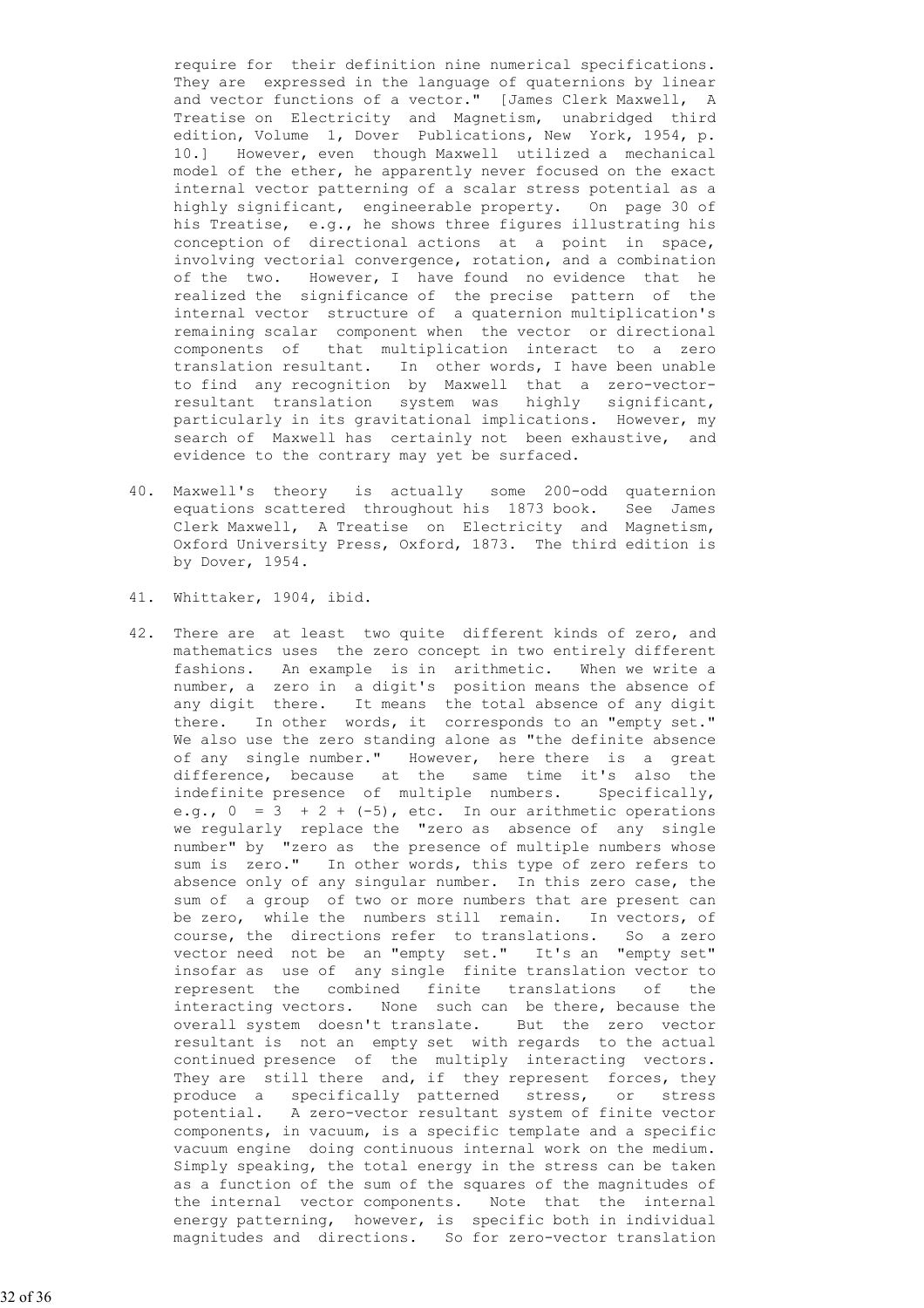require for their definition nine numerical specifications. They are expressed in the language of quaternions by linear and vector functions of a vector." [James Clerk Maxwell, A Treatise on Electricity and Magnetism, unabridged third edition, Volume 1, Dover Publications, New York, 1954, p. 10.] However, even though Maxwell utilized a mechanical model of the ether, he apparently never focused on the exact internal vector patterning of a scalar stress potential as a highly significant, engineerable property. On page 30 of his Treatise, e.g., he shows three figures illustrating his conception of directional actions at a point in space, involving vectorial convergence, rotation, and a combination of the two. However, I have found no evidence that he realized the significance of the precise pattern of the internal vector structure of a quaternion multiplication's remaining scalar component when the vector or directional components of that multiplication interact to a zero translation resultant. In other words, I have been unable to find any recognition by Maxwell that a zero-vector-resultant translation system was highly significant, particularly in its gravitational implications. However, my search of Maxwell has certainly not been exhaustive, and evidence to the contrary may yet be surfaced.

40. Maxwell's theory is actually some 200-odd quaternion equations scattered throughout his 1873 book. See James Clerk Maxwell, A Treatise on Electricity and Magnetism, Oxford University Press, Oxford, 1873. The third edition is by Dover, 1954.

41. Whittaker, 1904, ibid.

42. There are at least two quite different kinds of zero, and mathematics uses the zero concept in two entirely different fashions. An example is in arithmetic. When we write a number, a zero in a digit's position means the absence of any digit there. It means the total absence of any digit there. In other words, it corresponds to an "empty set." We also use the zero standing alone as "the definite absence of any single number." However, here there is a great difference, because at the same time it's also the indefinite presence of multiple numbers. Specifically, e.g., $0 = 3 + 2 + (-5)$, etc. In our arithmetic operations we regularly replace the "zero as absence of any single number" by "zero as the presence of multiple numbers whose sum is zero." In other words, this type of zero refers to absence only of any singular number. In this zero case, the sum of a group of two or more numbers that are present can be zero, while the numbers still remain. In vectors, of course, the directions refer to translations. So a zero vector need not be an "empty set." It's an "empty set" insofar as use of any single finite translation vector to represent the combined finite translations of the interacting vectors. None such can be there, because the overall system doesn't translate. But the zero vector resultant is not an empty set with regards to the actual continued presence of the multiply interacting vectors. They are still there and, if they represent forces, they produce a specifically patterned stress, or stress potential. A zero-vector resultant system of finite vector components, in vacuum, is a specific template and a specific vacuum engine doing continuous internal work on the medium. Simply speaking, the total energy in the stress can be taken as a function of the sum of the squares of the magnitudes of the internal vector components. Note that the internal energy patterning, however, is specific both in individual magnitudes and directions. So for zero-vector translation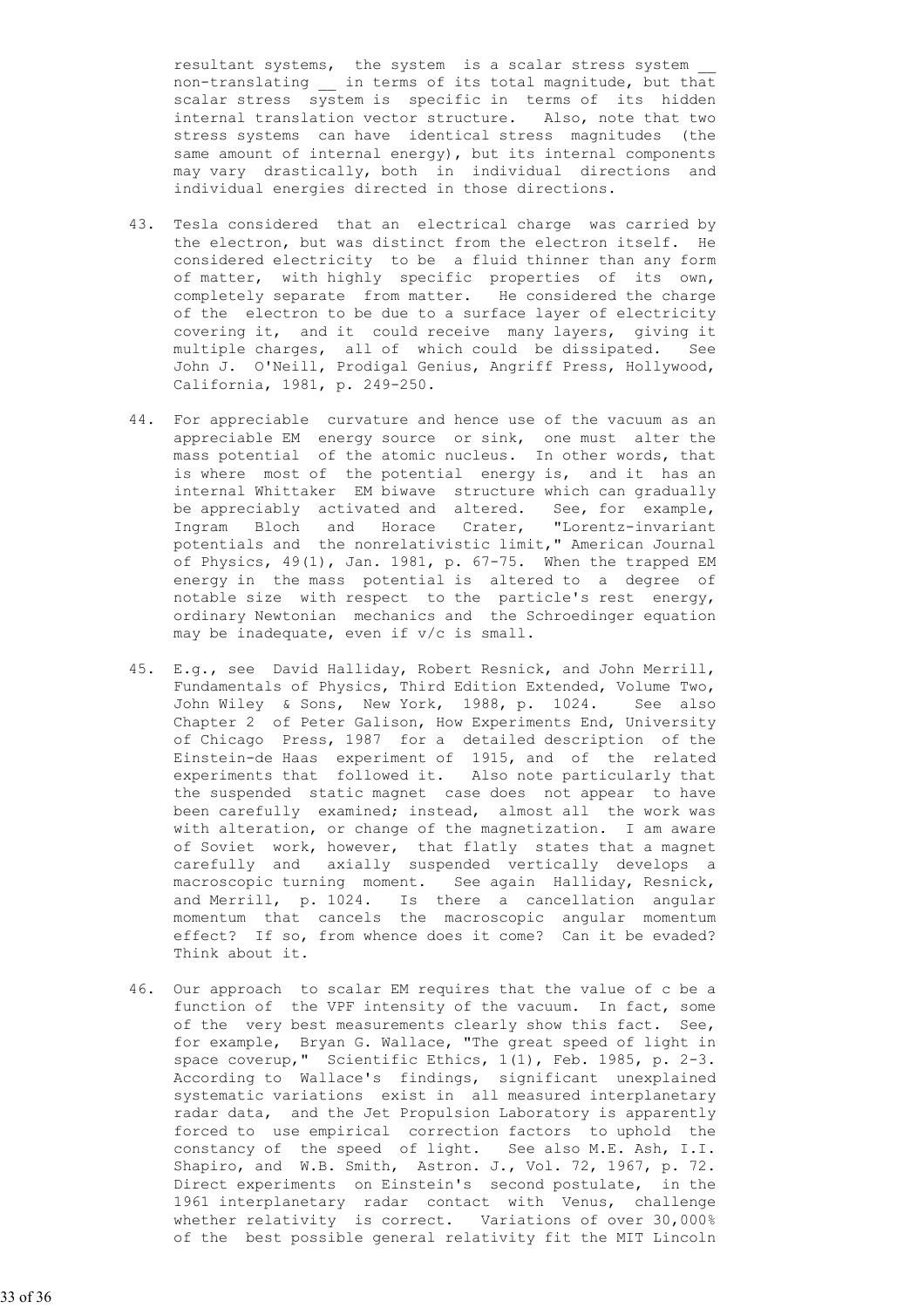resultant systems, the system is a scalar stress system __ non-translating __ in terms of its total magnitude, but that scalar stress system is specific in terms of its hidden internal translation vector structure. Also, note that two stress systems can have identical stress magnitudes (the same amount of internal energy), but its internal components may vary drastically, both in individual directions and individual energies directed in those directions.

43. Tesla considered that an electrical charge was carried by the electron, but was distinct from the electron itself. He considered electricity to be a fluid thinner than any form of matter, with highly specific properties of its own, completely separate from matter. He considered the charge of the electron to be due to a surface layer of electricity covering it, and it could receive many layers, giving it multiple charges, all of which could be dissipated. See John J. O'Neill, Prodigal Genius, Angriff Press, Hollywood, California, 1981, p. 249-250.

44. For appreciable curvature and hence use of the vacuum as an appreciable EM energy source or sink, one must alter the mass potential of the atomic nucleus. In other words, that is where most of the potential energy is, and it has an internal Whittaker EM biwave structure which can gradually be appreciably activated and altered. See, for example, Ingram Bloch and Horace Crater, "Lorentz-invariant potentials and the nonrelativistic limit," American Journal of Physics, 49(1), Jan. 1981, p. 67-75. When the trapped EM energy in the mass potential is altered to a degree of notable size with respect to the particle's rest energy, ordinary Newtonian mechanics and the Schroedinger equation may be inadequate, even if v/c is small.

45. E.g., see David Halliday, Robert Resnick, and John Merrill, Fundamentals of Physics, Third Edition Extended, Volume Two, John Wiley & Sons, New York, 1988, p. 1024. See also Chapter 2 of Peter Galison, How Experiments End, University of Chicago Press, 1987 for a detailed description of the Einstein-de Haas experiment of 1915, and of the related experiments that followed it. Also note particularly that the suspended static magnet case does not appear to have been carefully examined; instead, almost all the work was with alteration, or change of the magnetization. I am aware of Soviet work, however, that flatly states that a magnet carefully and axially suspended vertically develops a macroscopic turning moment. See again Halliday, Resnick, and Merrill, p. 1024. Is there a cancellation angular momentum that cancels the macroscopic angular momentum effect? If so, from whence does it come? Can it be evaded? Think about it.

46. Our approach to scalar EM requires that the value of c be a function of the VPF intensity of the vacuum. In fact, some of the very best measurements clearly show this fact. See, for example, Bryan G. Wallace, "The great speed of light in space coverup," Scientific Ethics, 1(1), Feb. 1985, p. 2-3. According to Wallace's findings, significant unexplained systematic variations exist in all measured interplanetary radar data, and the Jet Propulsion Laboratory is apparently forced to use empirical correction factors to uphold the constancy of the speed of light. See also M.E. Ash, I.I. Shapiro, and W.B. Smith, Astron. J., Vol. 72, 1967, p. 72. Direct experiments on Einstein's second postulate, in the 1961 interplanetary radar contact with Venus, challenge whether relativity is correct. Variations of over 30,000% of the best possible general relativity fit the MIT Lincoln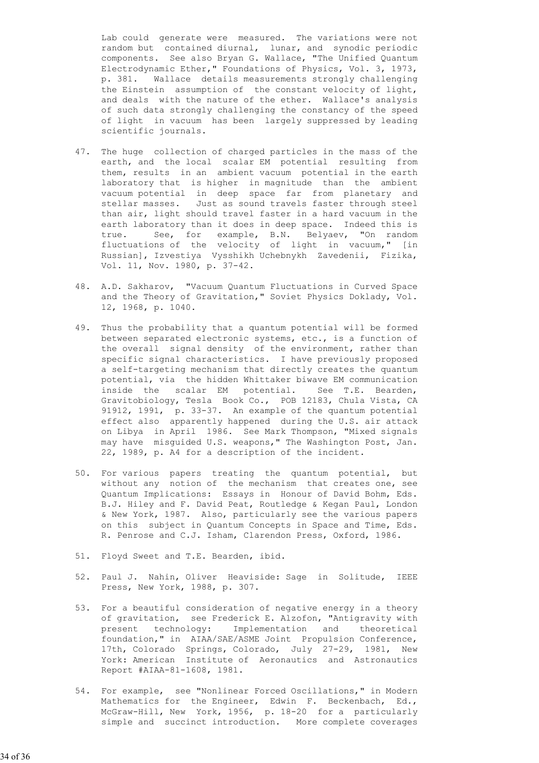Lab could generate were measured. The variations were not random but contained diurnal, lunar, and synodic periodic components. See also Bryan G. Wallace, "The Unified Quantum Electrodynamic Ether," Foundations of Physics, Vol. 3, 1973, p. 381. Wallace details measurements strongly challenging the Einstein assumption of the constant velocity of light, and deals with the nature of the ether. Wallace's analysis of such data strongly challenging the constancy of the speed of light in vacuum has been largely suppressed by leading scientific journals.

47. The huge collection of charged particles in the mass of the earth, and the local scalar EM potential resulting from them, results in an ambient vacuum potential in the earth laboratory that is higher in magnitude than the ambient vacuum potential in deep space far from planetary and stellar masses. Just as sound travels faster through steel than air, light should travel faster in a hard vacuum in the earth laboratory than it does in deep space. Indeed this is true. See, for example, B.N. Belyaev, "On random fluctuations of the velocity of light in vacuum," [in Russian], Izvestiya Vysshikh Uchebnykh Zavedenii, Fizika, Vol. 11, Nov. 1980, p. 37-42.

48. A.D. Sakharov, "Vacuum Quantum Fluctuations in Curved Space and the Theory of Gravitation," Soviet Physics Doklady, Vol. 12, 1968, p. 1040.

49. Thus the probability that a quantum potential will be formed between separated electronic systems, etc., is a function of the overall signal density of the environment, rather than specific signal characteristics. I have previously proposed a self-targeting mechanism that directly creates the quantum potential, via the hidden Whittaker biwave EM communication inside the scalar EM potential. See T.E. Bearden, Gravitobiology, Tesla Book Co., POB 12183, Chula Vista, CA 91912, 1991, p. 33-37. An example of the quantum potential effect also apparently happened during the U.S. air attack on Libya in April 1986. See Mark Thompson, "Mixed signals may have misguided U.S. weapons," The Washington Post, Jan. 22, 1989, p. A4 for a description of the incident.

50. For various papers treating the quantum potential, but without any notion of the mechanism that creates one, see Quantum Implications: Essays in Honour of David Bohm, Eds. B.J. Hiley and F. David Peat, Routledge & Kegan Paul, London & New York, 1987. Also, particularly see the various papers on this subject in Quantum Concepts in Space and Time, Eds. R. Penrose and C.J. Isham, Clarendon Press, Oxford, 1986.

51. Floyd Sweet and T.E. Bearden, ibid.

52. Paul J. Nahin, Oliver Heaviside: Sage in Solitude, IEEE Press, New York, 1988, p. 307.

53. For a beautiful consideration of negative energy in a theory of gravitation, see Frederick E. Alzofon, "Antigravity with present technology: Implementation and theoretical foundation," in AIAA/SAE/ASME Joint Propulsion Conference, 17th, Colorado Springs, Colorado, July 27-29, 1981, New York: American Institute of Aeronautics and Astronautics Report #AIAA-81-1608, 1981.

54. For example, see "Nonlinear Forced Oscillations," in Modern Mathematics for the Engineer, Edwin F. Beckenbach, Ed., McGraw-Hill, New York, 1956, p. 18-20 for a particularly simple and succinct introduction. More complete coverages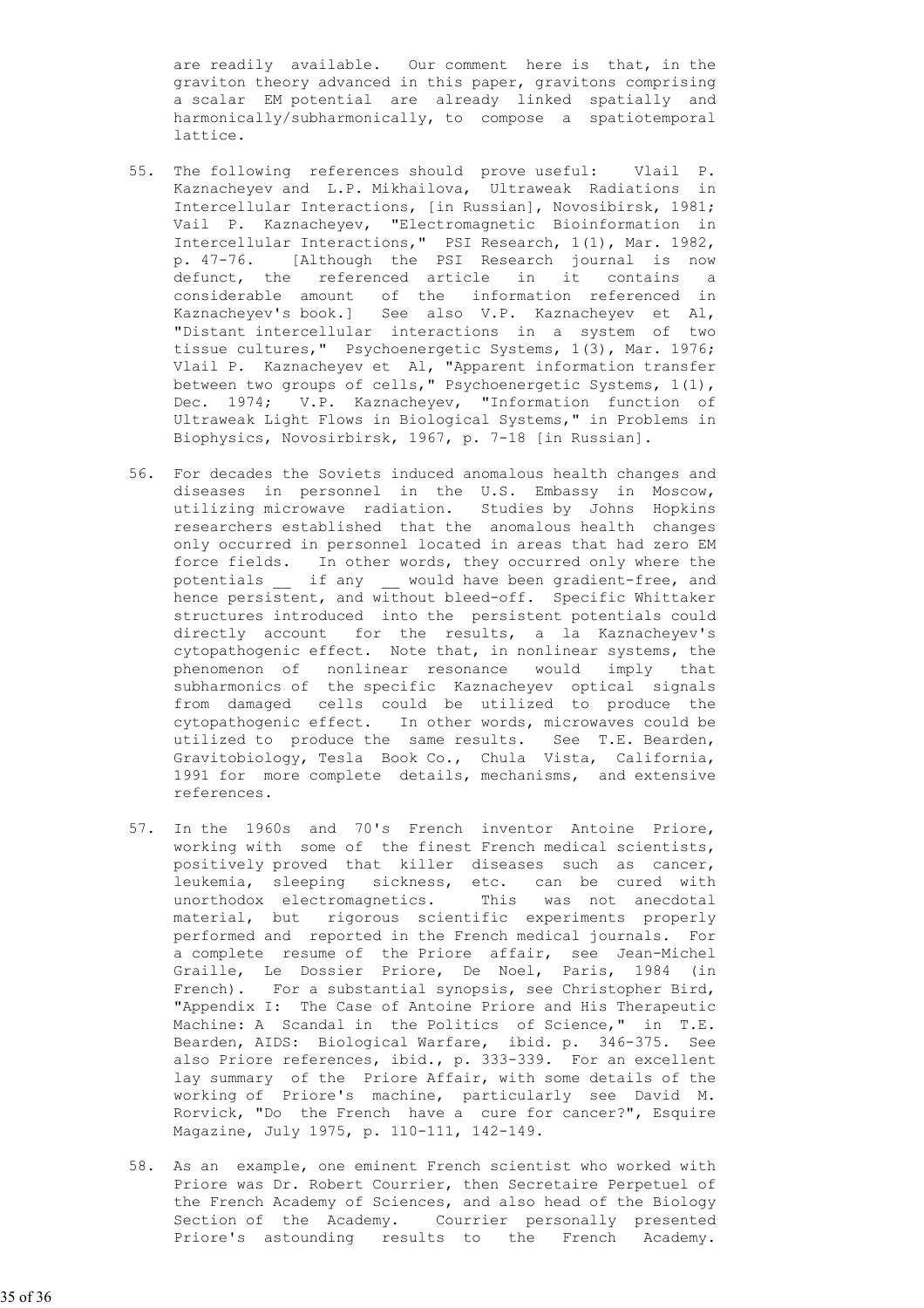are readily available. Our comment here is that, in the graviton theory advanced in this paper, gravitons comprising a scalar EM potential are already linked spatially and harmonically/subharmonically, to compose a spatiotemporal lattice.

55. The following references should prove useful: Vlail P. Kaznacheyev and L.P. Mikhailova, Ultraweak Radiations in Intercellular Interactions, [in Russian], Novosibirsk, 1981; Vail P. Kaznacheyev, "Electromagnetic Bioinformation in Intercellular Interactions," PSI Research, 1(1), Mar. 1982, p. 47-76. [Although the PSI Research journal is now defunct, the referenced article in it contains a considerable amount of the information referenced in Kaznacheyev's book.] See also V.P. Kaznacheyev et Al, "Distant intercellular interactions in a system of two tissue cultures," Psychoenergetic Systems, 1(3), Mar. 1976; Vlail P. Kaznacheyev et Al, "Apparent information transfer between two groups of cells," Psychoenergetic Systems, 1(1), Dec. 1974; V.P. Kaznacheyev, "Information function of Ultraweak Light Flows in Biological Systems," in Problems in Biophysics, Novosirbirsk, 1967, p. 7-18 [in Russian].

56. For decades the Soviets induced anomalous health changes and diseases in personnel in the U.S. Embassy in Moscow, utilizing microwave radiation. Studies by Johns Hopkins researchers established that the anomalous health changes only occurred in personnel located in areas that had zero EM force fields. In other words, they occurred only where the potentials __ if any __ would have been gradient-free, and hence persistent, and without bleed-off. Specific Whittaker structures introduced into the persistent potentials could directly account for the results, a la Kaznacheyev's cytopathogenic effect. Note that, in nonlinear systems, the phenomenon of nonlinear resonance would imply that subharmonics of the specific Kaznacheyev optical signals from damaged cells could be utilized to produce the cytopathogenic effect. In other words, microwaves could be utilized to produce the same results. See T.E. Bearden, Gravitobiology, Tesla Book Co., Chula Vista, California, 1991 for more complete details, mechanisms, and extensive references.

57. In the 1960s and 70's French inventor Antoine Priore, working with some of the finest French medical scientists, positively proved that killer diseases such as cancer, leukemia, sleeping sickness, etc. can be cured with unorthodox electromagnetics. This was not anecdotal material, but rigorous scientific experiments properly performed and reported in the French medical journals. For a complete resume of the Priore affair, see Jean-Michel Graille, Le Dossier Priore, De Noel, Paris, 1984 (in French). For a substantial synopsis, see Christopher Bird, "Appendix I: The Case of Antoine Priore and His Therapeutic Machine: A Scandal in the Politics of Science," in T.E. Bearden, AIDS: Biological Warfare, ibid. p. 346-375. See also Priore references, ibid., p. 333-339. For an excellent lay summary of the Priore Affair, with some details of the working of Priore's machine, particularly see David M. Rorvick, "Do the French have a cure for cancer?", Esquire Magazine, July 1975, p. 110-111, 142-149.

58. As an example, one eminent French scientist who worked with Priore was Dr. Robert Courrier, then Secretaire Perpetuel of the French Academy of Sciences, and also head of the Biology Section of the Academy. Courrier personally presented Priore's astounding results to the French Academy.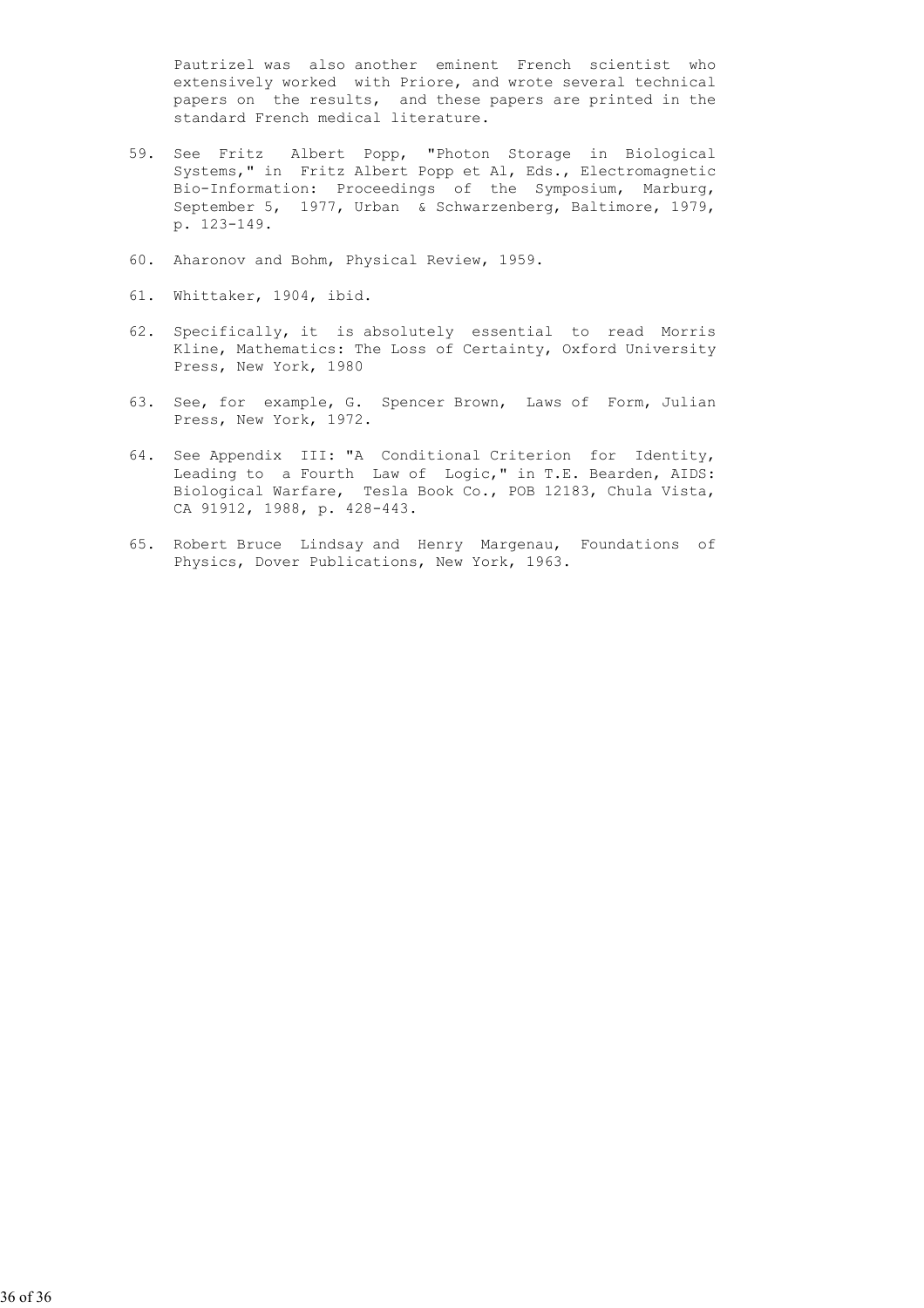Pautrizel was also another eminent French scientist who extensively worked with Priore, and wrote several technical papers on the results, and these papers are printed in the standard French medical literature.

59. See Fritz Albert Popp, "Photon Storage in Biological Systems," in Fritz Albert Popp et Al, Eds., Electromagnetic Bio-Information: Proceedings of the Symposium, Marburg, September 5, 1977, Urban & Schwarzenberg, Baltimore, 1979, p. 123-149.

60. Aharonov and Bohm, Physical Review, 1959.

61. Whittaker, 1904, ibid.

62. Specifically, it is absolutely essential to read Morris Kline, Mathematics: The Loss of Certainty, Oxford University Press, New York, 1980

63. See, for example, G. Spencer Brown, Laws of Form, Julian Press, New York, 1972.

64. See Appendix III: "A Conditional Criterion for Identity, Leading to a Fourth Law of Logic," in T.E. Bearden, AIDS: Biological Warfare, Tesla Book Co., POB 12183, Chula Vista, CA 91912, 1988, p. 428-443.

65. Robert Bruce Lindsay and Henry Margenau, Foundations of Physics, Dover Publications, New York, 1963.